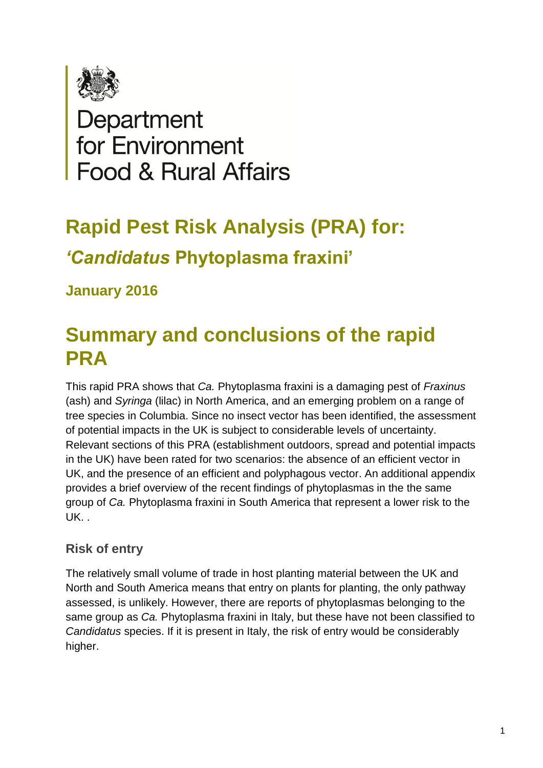Department for Environment Food & Rural Affairs

# Rapid Pest Risk Analysis (PRA) for:

## *'Candidatus* Phytoplasma fraxini'

**January 2016**

# Summary and conclusions of the rapid PRA

This rapid PRA shows that *Ca.* Phytoplasma fraxini is a damaging pest of *Fraxinus* (ash) and *Syringa* (lilac) in North America, and an emerging problem on a range of tree species in Columbia. Since no insect vector has been identified, the assessment of potential impacts in the UK is subject to considerable levels of uncertainty. Relevant sections of this PRA (establishment outdoors, spread and potential impacts in the UK) have been rated for two scenarios: the absence of an efficient vector in UK, and the presence of an efficient and polyphagous vector. An additional appendix provides a brief overview of the recent findings of phytoplasmas in the the same group of *Ca.* Phytoplasma fraxini in South America that represent a lower risk to the UK. .

### Risk of entry

The relatively small volume of trade in host planting material between the UK and North and South America means that entry on plants for planting, the only pathway assessed, is unlikely. However, there are reports of phytoplasmas belonging to the same group as *Ca.* Phytoplasma fraxini in Italy, but these have not been classified to *Candidatus* species. If it is present in Italy, the risk of entry would be considerably higher.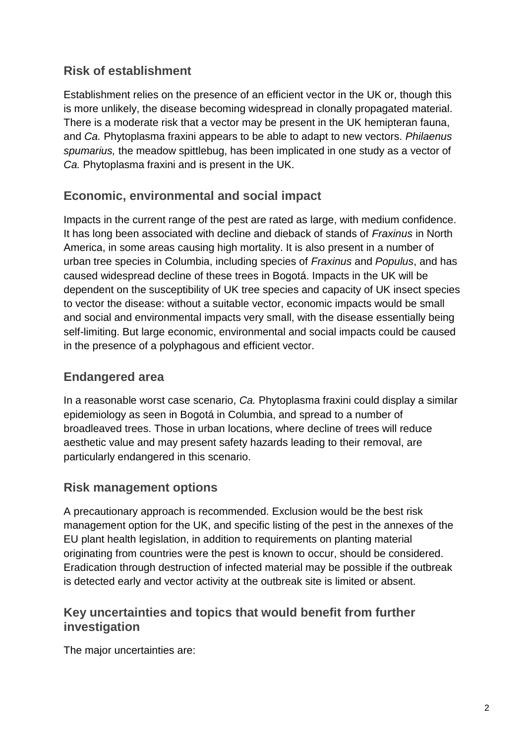## Risk of establishment

Establishment relies on the presence of an efficient vector in the UK or, though this is more unlikely, the disease becoming widespread in clonally propagated material. There is a moderate risk that a vector may be present in the UK hemipteran fauna, and *Ca.* Phytoplasma fraxini appears to be able to adapt to new vectors. *Philaenus spumarius,* the meadow spittlebug, has been implicated in one study as a vector of *Ca.* Phytoplasma fraxini and is present in the UK.

## Economic, environmental and social impact

Impacts in the current range of the pest are rated as large, with medium confidence. It has long been associated with decline and dieback of stands of *Fraxinus* in North America, in some areas causing high mortality. It is also present in a number of urban tree species in Columbia, including species of *Fraxinus* and *Populus*, and has caused widespread decline of these trees in Bogotá. Impacts in the UK will be dependent on the susceptibility of UK tree species and capacity of UK insect species to vector the disease: without a suitable vector, economic impacts would be small and social and environmental impacts very small, with the disease essentially being self-limiting. But large economic, environmental and social impacts could be caused in the presence of a polyphagous and efficient vector.

## Endangered area

In a reasonable worst case scenario, *Ca.* Phytoplasma fraxini could display a similar epidemiology as seen in Bogotá in Columbia, and spread to a number of broadleaved trees. Those in urban locations, where decline of trees will reduce aesthetic value and may present safety hazards leading to their removal, are particularly endangered in this scenario.

## Risk management options

A precautionary approach is recommended. Exclusion would be the best risk management option for the UK, and specific listing of the pest in the annexes of the EU plant health legislation, in addition to requirements on planting material originating from countries were the pest is known to occur, should be considered. Eradication through destruction of infected material may be possible if the outbreak is detected early and vector activity at the outbreak site is limited or absent.

## Key uncertainties and topics that would benefit from further investigation

The major uncertainties are: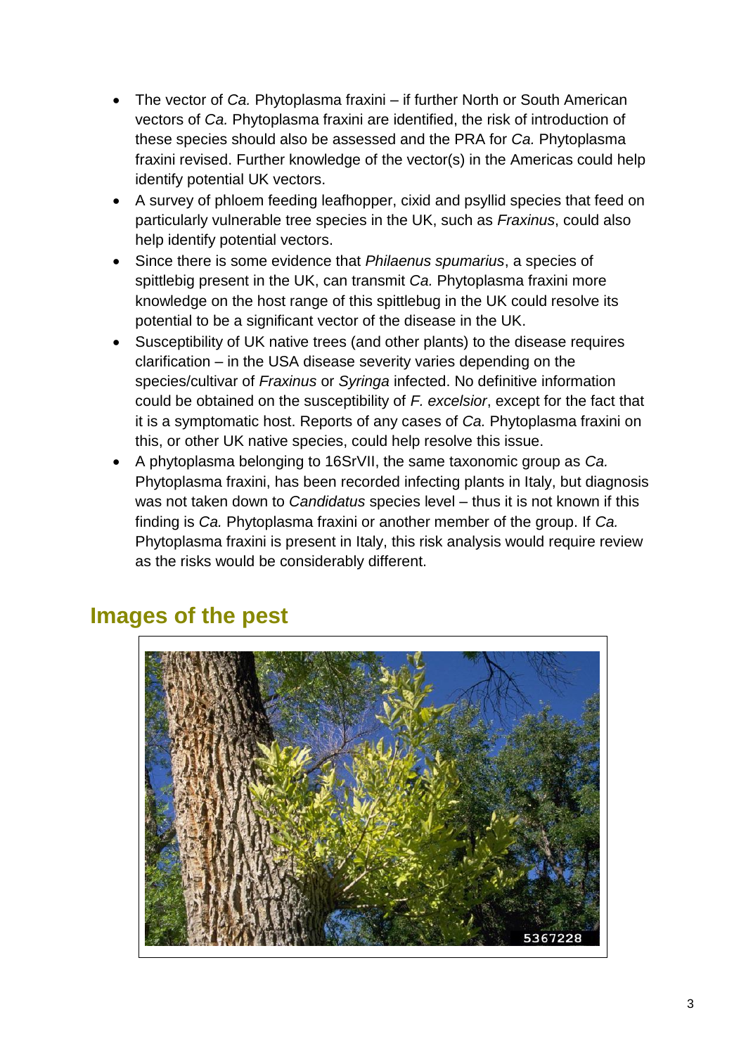- The vector of *Ca.* Phytoplasma fraxini – if further North or South American vectors of *Ca.* Phytoplasma fraxini are identified, the risk of introduction of these species should also be assessed and the PRA for *Ca.* Phytoplasma fraxini revised. Further knowledge of the vector(s) in the Americas could help identify potential UK vectors.
- A survey of phloem feeding leafhopper, cixid and psyllid species that feed on particularly vulnerable tree species in the UK, such as *Fraxinus*, could also help identify potential vectors.
- Since there is some evidence that *Philaenus spumarius*, a species of spittlebig present in the UK, can transmit *Ca.* Phytoplasma fraxini more knowledge on the host range of this spittlebug in the UK could resolve its potential to be a significant vector of the disease in the UK.
- Susceptibility of UK native trees (and other plants) to the disease requires clarification – in the USA disease severity varies depending on the species/cultivar of *Fraxinus* or *Syringa* infected. No definitive information could be obtained on the susceptibility of *F. excelsior*, except for the fact that it is a symptomatic host. Reports of any cases of *Ca.* Phytoplasma fraxini on this, or other UK native species, could help resolve this issue.
- A phytoplasma belonging to 16SrVII, the same taxonomic group as *Ca.* Phytoplasma fraxini, has been recorded infecting plants in Italy, but diagnosis was not taken down to *Candidatus* species level – thus it is not known if this finding is *Ca.* Phytoplasma fraxini or another member of the group. If *Ca.* Phytoplasma fraxini is present in Italy, this risk analysis would require review as the risks would be considerably different.

## Images of the pest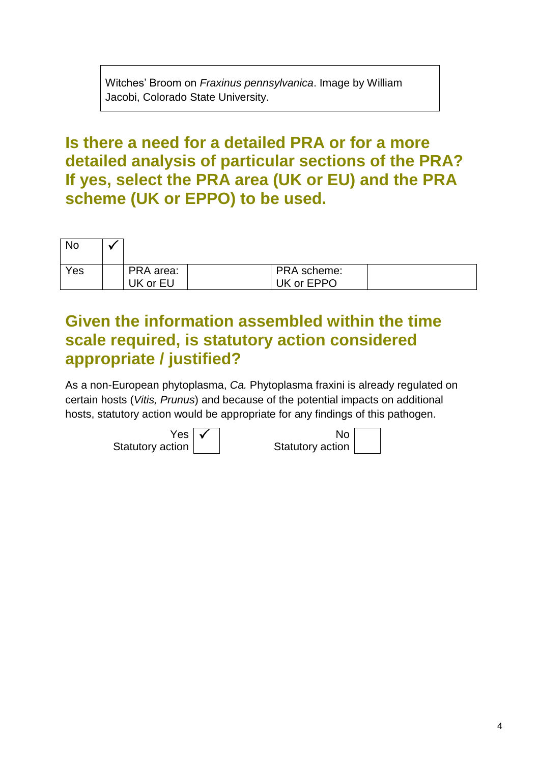Witches' Broom on *Fraxinus pennsylvanica*. Image by William Jacobi, Colorado State University.

## Is there a need for a detailed PRA or for a more detailed analysis of particular sections of the PRA? If yes, select the PRA area (UK or EU) and the PRA scheme (UK or EPPO) to be used.

| | | | | | |
|---|---|---|---|---|---|
| No | ✓ | | | | |
| Yes | | PRA area: UK or EU | | PRA scheme: UK or EPPO | |

## Given the information assembled within the time scale required, is statutory action considered appropriate / justified?

As a non-European phytoplasma, *Ca.* Phytoplasma fraxini is already regulated on certain hosts (*Vitis, Prunus*) and because of the potential impacts on additional hosts, statutory action would be appropriate for any findings of this pathogen.

| | | | |
|---|---|---|---|
| Yes Statutory action | ✓ | No Statutory action | |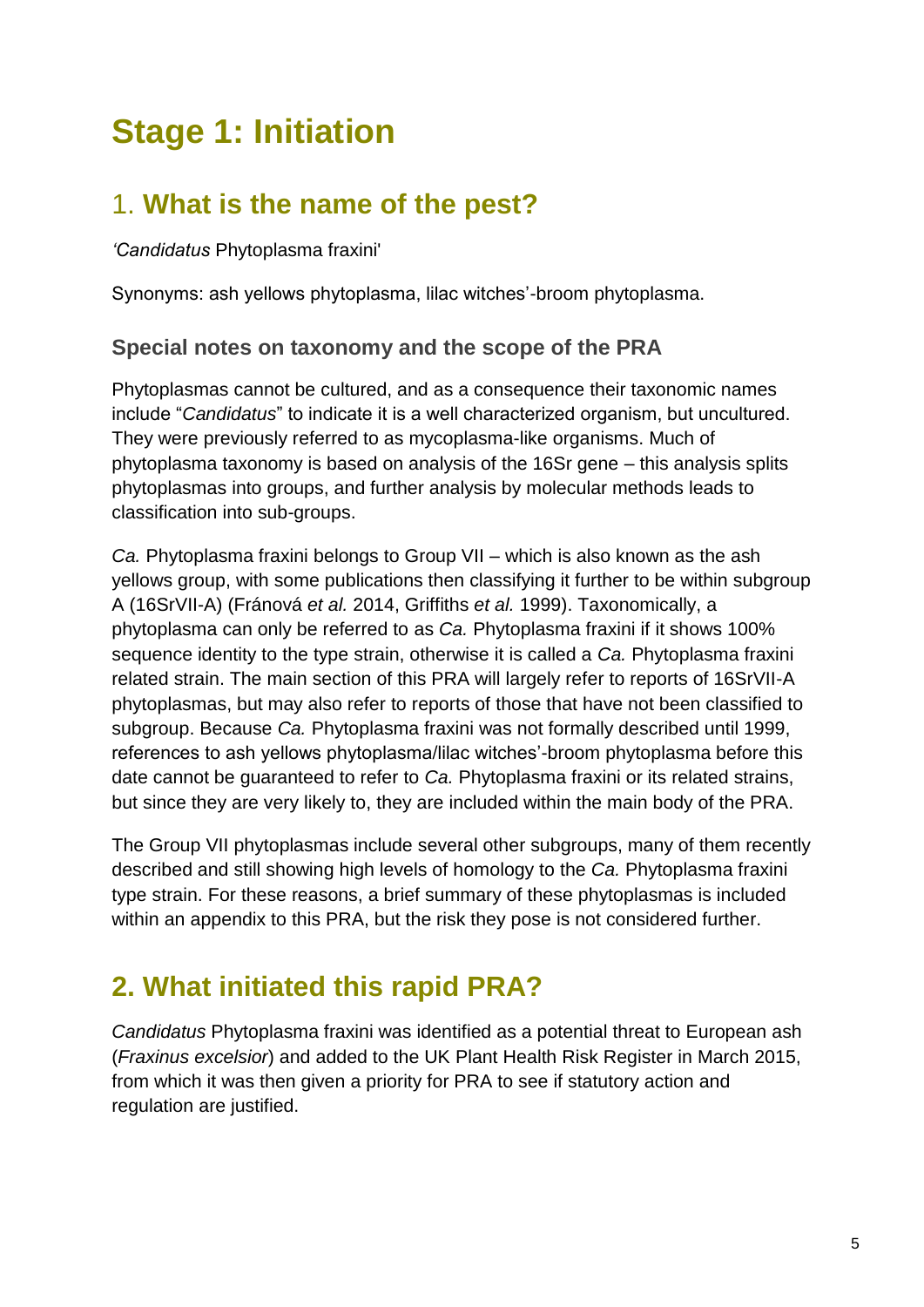# Stage 1: Initiation

## 1. **What is the name of the pest?**

*'Candidatus* Phytoplasma fraxini'

Synonyms: ash yellows phytoplasma, lilac witches'-broom phytoplasma.

### Special notes on taxonomy and the scope of the PRA

Phytoplasmas cannot be cultured, and as a consequence their taxonomic names include "*Candidatus*" to indicate it is a well characterized organism, but uncultured. They were previously referred to as mycoplasma-like organisms. Much of phytoplasma taxonomy is based on analysis of the 16Sr gene – this analysis splits phytoplasmas into groups, and further analysis by molecular methods leads to classification into sub-groups.

*Ca.* Phytoplasma fraxini belongs to Group VII – which is also known as the ash yellows group, with some publications then classifying it further to be within subgroup A (16SrVII-A) (Fránová *et al.* 2014, Griffiths *et al.* 1999). Taxonomically, a phytoplasma can only be referred to as *Ca.* Phytoplasma fraxini if it shows 100% sequence identity to the type strain, otherwise it is called a *Ca.* Phytoplasma fraxini related strain. The main section of this PRA will largely refer to reports of 16SrVII-A phytoplasmas, but may also refer to reports of those that have not been classified to subgroup. Because *Ca.* Phytoplasma fraxini was not formally described until 1999, references to ash yellows phytoplasma/lilac witches'-broom phytoplasma before this date cannot be guaranteed to refer to *Ca.* Phytoplasma fraxini or its related strains, but since they are very likely to, they are included within the main body of the PRA.

The Group VII phytoplasmas include several other subgroups, many of them recently described and still showing high levels of homology to the *Ca.* Phytoplasma fraxini type strain. For these reasons, a brief summary of these phytoplasmas is included within an appendix to this PRA, but the risk they pose is not considered further.

## 2. What initiated this rapid PRA?

*Candidatus* Phytoplasma fraxini was identified as a potential threat to European ash (*Fraxinus excelsior*) and added to the UK Plant Health Risk Register in March 2015, from which it was then given a priority for PRA to see if statutory action and regulation are justified.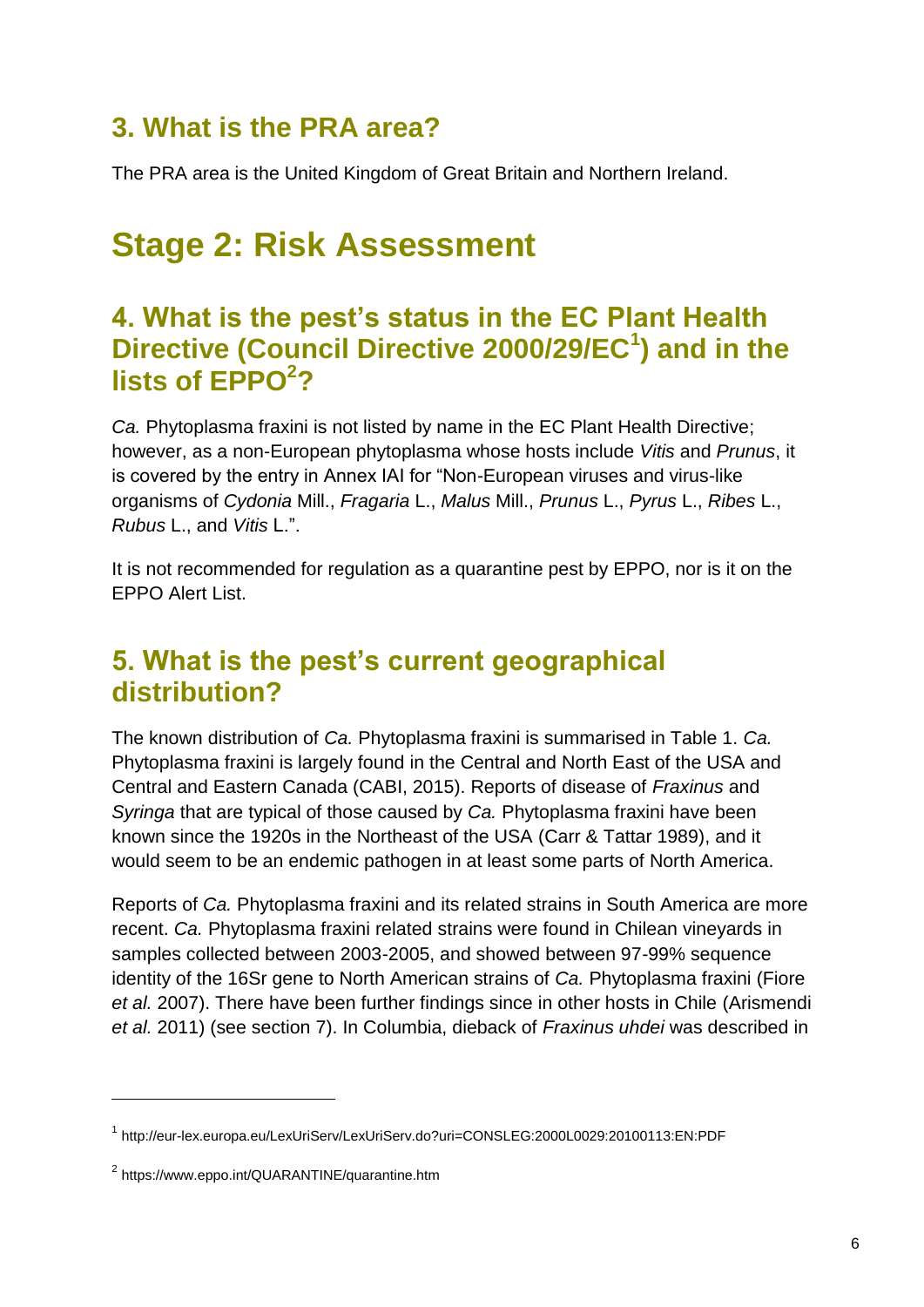## 3. What is the PRA area?

The PRA area is the United Kingdom of Great Britain and Northern Ireland.

# Stage 2: Risk Assessment

## 4. What is the pest's status in the EC Plant Health Directive (Council Directive 2000/29/EC[1]) and in the lists of EPPO[2]?

*Ca.* Phytoplasma fraxini is not listed by name in the EC Plant Health Directive; however, as a non-European phytoplasma whose hosts include *Vitis* and *Prunus*, it is covered by the entry in Annex IAI for "Non-European viruses and virus-like organisms of *Cydonia* Mill., *Fragaria* L., *Malus* Mill., *Prunus* L., *Pyrus* L., *Ribes* L., *Rubus* L., and *Vitis* L.".

It is not recommended for regulation as a quarantine pest by EPPO, nor is it on the EPPO Alert List.

## 5. What is the pest's current geographical distribution?

The known distribution of *Ca.* Phytoplasma fraxini is summarised in Table 1. *Ca.* Phytoplasma fraxini is largely found in the Central and North East of the USA and Central and Eastern Canada (CABI, 2015). Reports of disease of *Fraxinus* and *Syringa* that are typical of those caused by *Ca.* Phytoplasma fraxini have been known since the 1920s in the Northeast of the USA (Carr & Tattar 1989), and it would seem to be an endemic pathogen in at least some parts of North America.

Reports of *Ca.* Phytoplasma fraxini and its related strains in South America are more recent. *Ca.* Phytoplasma fraxini related strains were found in Chilean vineyards in samples collected between 2003-2005, and showed between 97-99% sequence identity of the 16Sr gene to North American strains of *Ca.* Phytoplasma fraxini (Fiore *et al.* 2007). There have been further findings since in other hosts in Chile (Arismendi *et al.* 2011) (see section 7). In Columbia, dieback of *Fraxinus uhdei* was described in

[1] http://eur-lex.europa.eu/LexUriServ/LexUriServ.do?uri=CONSLEG:2000L0029:20100113:EN:PDF

[2] https://www.eppo.int/QUARANTINE/quarantine.htm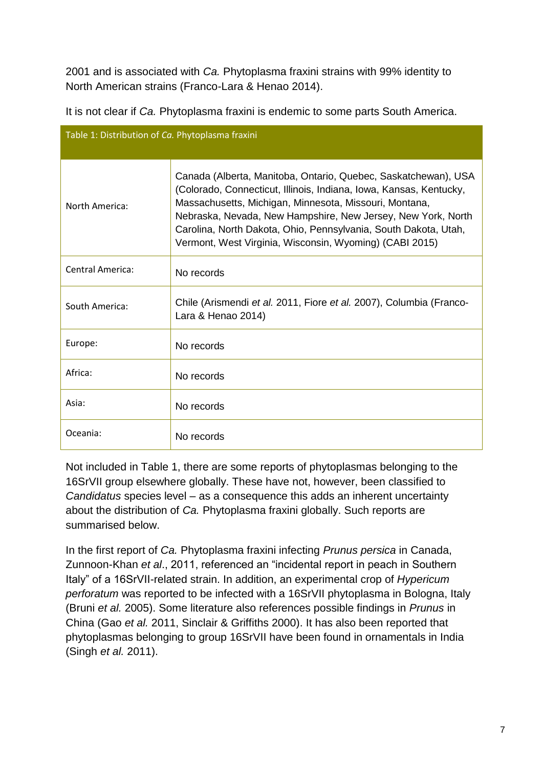2001 and is associated with *Ca.* Phytoplasma fraxini strains with 99% identity to North American strains (Franco-Lara & Henao 2014).

It is not clear if *Ca.* Phytoplasma fraxini is endemic to some parts South America.

| Table 1: Distribution of *Ca.* Phytoplasma fraxini | |
|---|---|
| North America: | Canada (Alberta, Manitoba, Ontario, Quebec, Saskatchewan), USA (Colorado, Connecticut, Illinois, Indiana, Iowa, Kansas, Kentucky, Massachusetts, Michigan, Minnesota, Missouri, Montana, Nebraska, Nevada, New Hampshire, New Jersey, New York, North Carolina, North Dakota, Ohio, Pennsylvania, South Dakota, Utah, Vermont, West Virginia, Wisconsin, Wyoming) (CABI 2015) |
| Central America: | No records |
| South America: | Chile (Arismendi *et al.* 2011, Fiore *et al.* 2007), Columbia (Franco-Lara & Henao 2014) |
| Europe: | No records |
| Africa: | No records |
| Asia: | No records |
| Oceania: | No records |

Not included in Table 1, there are some reports of phytoplasmas belonging to the 16SrVII group elsewhere globally. These have not, however, been classified to *Candidatus* species level – as a consequence this adds an inherent uncertainty about the distribution of *Ca.* Phytoplasma fraxini globally. Such reports are summarised below.

In the first report of *Ca.* Phytoplasma fraxini infecting *Prunus persica* in Canada, Zunnoon-Khan *et al*., 2011, referenced an "incidental report in peach in Southern Italy" of a 16SrVII-related strain. In addition, an experimental crop of *Hypericum perforatum* was reported to be infected with a 16SrVII phytoplasma in Bologna, Italy (Bruni *et al.* 2005). Some literature also references possible findings in *Prunus* in China (Gao *et al.* 2011, Sinclair & Griffiths 2000). It has also been reported that phytoplasmas belonging to group 16SrVII have been found in ornamentals in India (Singh *et al.* 2011).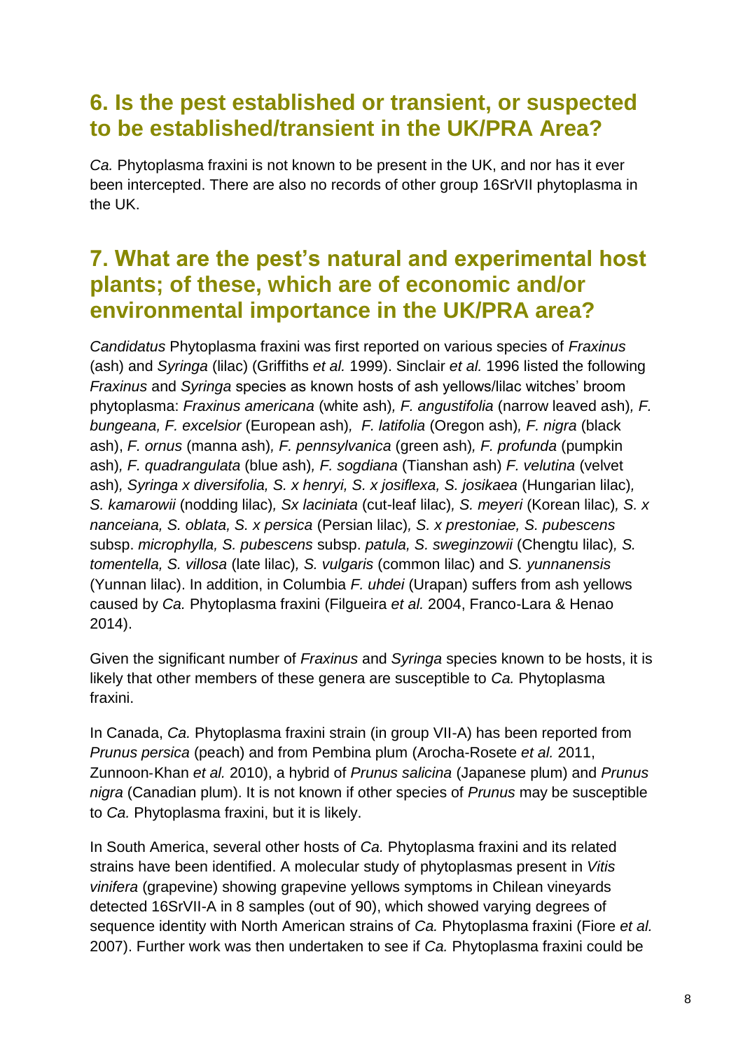## 6. Is the pest established or transient, or suspected to be established/transient in the UK/PRA Area?

*Ca.* Phytoplasma fraxini is not known to be present in the UK, and nor has it ever been intercepted. There are also no records of other group 16SrVII phytoplasma in the UK.

## 7. What are the pest's natural and experimental host plants; of these, which are of economic and/or environmental importance in the UK/PRA area?

*Candidatus* Phytoplasma fraxini was first reported on various species of *Fraxinus* (ash) and *Syringa* (lilac) (Griffiths *et al.* 1999). Sinclair *et al.* 1996 listed the following *Fraxinus* and *Syringa* species as known hosts of ash yellows/lilac witches' broom phytoplasma: *Fraxinus americana* (white ash)*, F. angustifolia* (narrow leaved ash)*, F. bungeana, F. excelsior* (European ash)*, F. latifolia* (Oregon ash)*, F. nigra* (black ash), *F. ornus* (manna ash)*, F. pennsylvanica* (green ash)*, F. profunda* (pumpkin ash)*, F. quadrangulata* (blue ash)*, F. sogdiana* (Tianshan ash) *F. velutina* (velvet ash)*, Syringa x diversifolia, S. x henryi, S. x josiflexa, S. josikaea* (Hungarian lilac)*, S. kamarowii* (nodding lilac)*, Sx laciniata* (cut-leaf lilac)*, S. meyeri* (Korean lilac)*, S. x nanceiana, S. oblata, S. x persica* (Persian lilac)*, S. x prestoniae, S. pubescens* subsp. *microphylla, S. pubescens* subsp. *patula, S. sweginzowii* (Chengtu lilac)*, S. tomentella, S. villosa* (late lilac)*, S. vulgaris* (common lilac) and *S. yunnanensis* (Yunnan lilac). In addition, in Columbia *F. uhdei* (Urapan) suffers from ash yellows caused by *Ca.* Phytoplasma fraxini (Filgueira *et al.* 2004, Franco-Lara & Henao 2014).

Given the significant number of *Fraxinus* and *Syringa* species known to be hosts, it is likely that other members of these genera are susceptible to *Ca.* Phytoplasma fraxini.

In Canada, *Ca.* Phytoplasma fraxini strain (in group VII-A) has been reported from *Prunus persica* (peach) and from Pembina plum (Arocha-Rosete *et al.* 2011, Zunnoon-Khan *et al.* 2010), a hybrid of *Prunus salicina* (Japanese plum) and *Prunus nigra* (Canadian plum). It is not known if other species of *Prunus* may be susceptible to *Ca.* Phytoplasma fraxini, but it is likely.

In South America, several other hosts of *Ca.* Phytoplasma fraxini and its related strains have been identified. A molecular study of phytoplasmas present in *Vitis vinifera* (grapevine) showing grapevine yellows symptoms in Chilean vineyards detected 16SrVII-A in 8 samples (out of 90), which showed varying degrees of sequence identity with North American strains of *Ca.* Phytoplasma fraxini (Fiore *et al.* 2007). Further work was then undertaken to see if *Ca.* Phytoplasma fraxini could be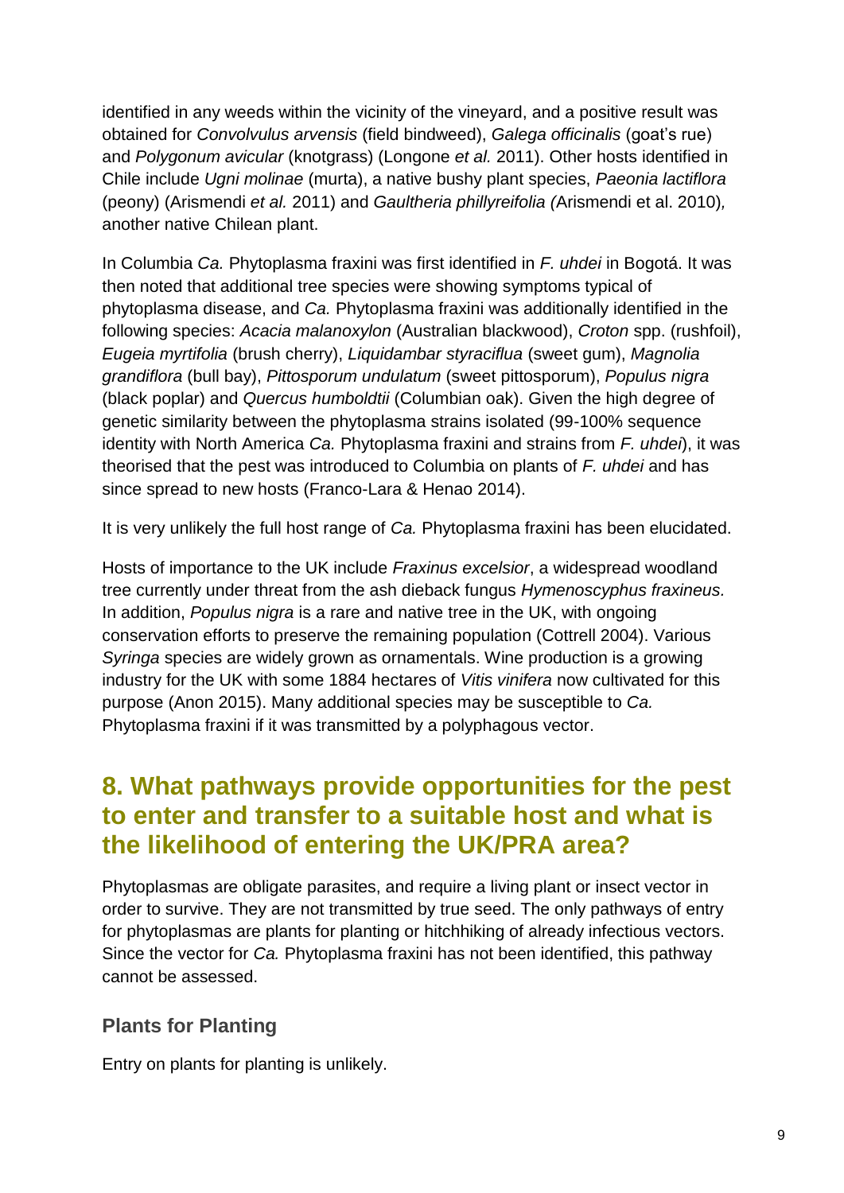identified in any weeds within the vicinity of the vineyard, and a positive result was obtained for *Convolvulus arvensis* (field bindweed), *Galega officinalis* (goat's rue) and *Polygonum avicular* (knotgrass) (Longone *et al.* 2011). Other hosts identified in Chile include *Ugni molinae* (murta), a native bushy plant species, *Paeonia lactiflora* (peony) (Arismendi *et al.* 2011) and *Gaultheria phillyreifolia (*Arismendi et al. 2010)*,* another native Chilean plant.

In Columbia *Ca.* Phytoplasma fraxini was first identified in *F. uhdei* in Bogotá. It was then noted that additional tree species were showing symptoms typical of phytoplasma disease, and *Ca.* Phytoplasma fraxini was additionally identified in the following species: *Acacia malanoxylon* (Australian blackwood), *Croton* spp. (rushfoil), *Eugeia myrtifolia* (brush cherry), *Liquidambar styraciflua* (sweet gum), *Magnolia grandiflora* (bull bay), *Pittosporum undulatum* (sweet pittosporum), *Populus nigra* (black poplar) and *Quercus humboldtii* (Columbian oak). Given the high degree of genetic similarity between the phytoplasma strains isolated (99-100% sequence identity with North America *Ca.* Phytoplasma fraxini and strains from *F. uhdei*), it was theorised that the pest was introduced to Columbia on plants of *F. uhdei* and has since spread to new hosts (Franco-Lara & Henao 2014).

It is very unlikely the full host range of *Ca.* Phytoplasma fraxini has been elucidated.

Hosts of importance to the UK include *Fraxinus excelsior*, a widespread woodland tree currently under threat from the ash dieback fungus *Hymenoscyphus fraxineus*. In addition, *Populus nigra* is a rare and native tree in the UK, with ongoing conservation efforts to preserve the remaining population (Cottrell 2004). Various *Syringa* species are widely grown as ornamentals. Wine production is a growing industry for the UK with some 1884 hectares of *Vitis vinifera* now cultivated for this purpose (Anon 2015). Many additional species may be susceptible to *Ca.* Phytoplasma fraxini if it was transmitted by a polyphagous vector.

## 8. What pathways provide opportunities for the pest to enter and transfer to a suitable host and what is the likelihood of entering the UK/PRA area?

Phytoplasmas are obligate parasites, and require a living plant or insect vector in order to survive. They are not transmitted by true seed. The only pathways of entry for phytoplasmas are plants for planting or hitchhiking of already infectious vectors. Since the vector for *Ca.* Phytoplasma fraxini has not been identified, this pathway cannot be assessed.

### Plants for Planting

Entry on plants for planting is unlikely.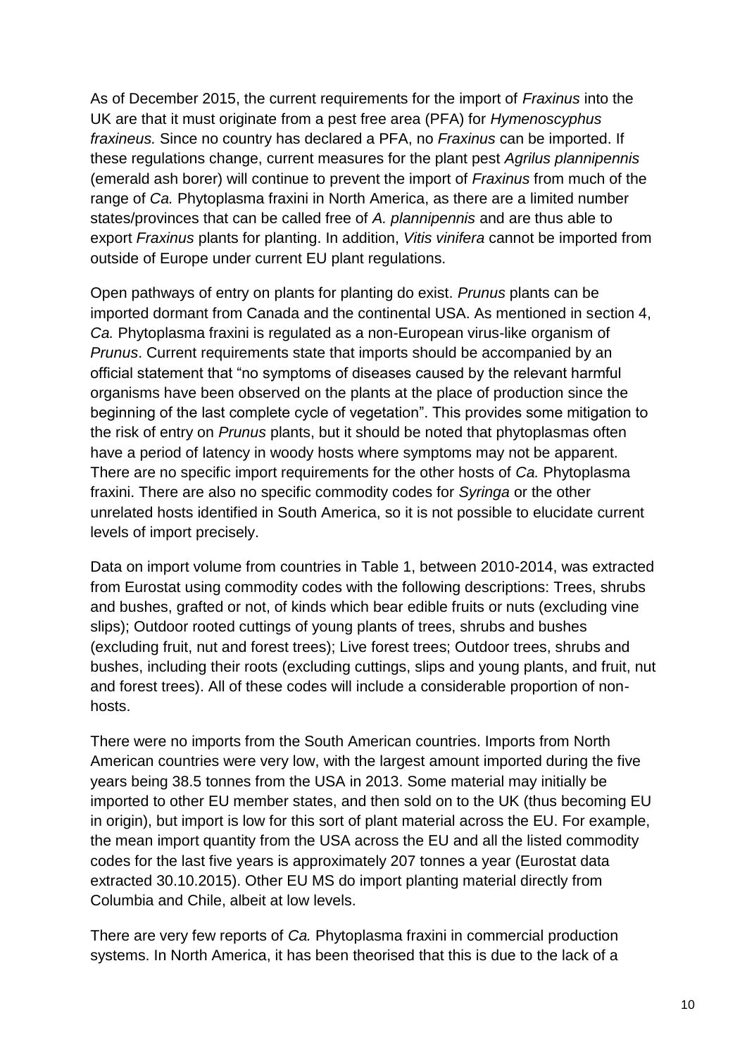As of December 2015, the current requirements for the import of *Fraxinus* into the UK are that it must originate from a pest free area (PFA) for *Hymenoscyphus fraxineus.* Since no country has declared a PFA, no *Fraxinus* can be imported. If these regulations change, current measures for the plant pest *Agrilus plannipennis* (emerald ash borer) will continue to prevent the import of *Fraxinus* from much of the range of *Ca.* Phytoplasma fraxini in North America, as there are a limited number states/provinces that can be called free of *A. plannipennis* and are thus able to export *Fraxinus* plants for planting. In addition, *Vitis vinifera* cannot be imported from outside of Europe under current EU plant regulations.

Open pathways of entry on plants for planting do exist. *Prunus* plants can be imported dormant from Canada and the continental USA. As mentioned in section 4, *Ca.* Phytoplasma fraxini is regulated as a non-European virus-like organism of *Prunus*. Current requirements state that imports should be accompanied by an official statement that "no symptoms of diseases caused by the relevant harmful organisms have been observed on the plants at the place of production since the beginning of the last complete cycle of vegetation". This provides some mitigation to the risk of entry on *Prunus* plants, but it should be noted that phytoplasmas often have a period of latency in woody hosts where symptoms may not be apparent. There are no specific import requirements for the other hosts of *Ca.* Phytoplasma fraxini. There are also no specific commodity codes for *Syringa* or the other unrelated hosts identified in South America, so it is not possible to elucidate current levels of import precisely.

Data on import volume from countries in Table 1, between 2010-2014, was extracted from Eurostat using commodity codes with the following descriptions: Trees, shrubs and bushes, grafted or not, of kinds which bear edible fruits or nuts (excluding vine slips); Outdoor rooted cuttings of young plants of trees, shrubs and bushes (excluding fruit, nut and forest trees); Live forest trees; Outdoor trees, shrubs and bushes, including their roots (excluding cuttings, slips and young plants, and fruit, nut and forest trees). All of these codes will include a considerable proportion of non-hosts.

There were no imports from the South American countries. Imports from North American countries were very low, with the largest amount imported during the five years being 38.5 tonnes from the USA in 2013. Some material may initially be imported to other EU member states, and then sold on to the UK (thus becoming EU in origin), but import is low for this sort of plant material across the EU. For example, the mean import quantity from the USA across the EU and all the listed commodity codes for the last five years is approximately 207 tonnes a year (Eurostat data extracted 30.10.2015). Other EU MS do import planting material directly from Columbia and Chile, albeit at low levels.

There are very few reports of *Ca.* Phytoplasma fraxini in commercial production systems. In North America, it has been theorised that this is due to the lack of a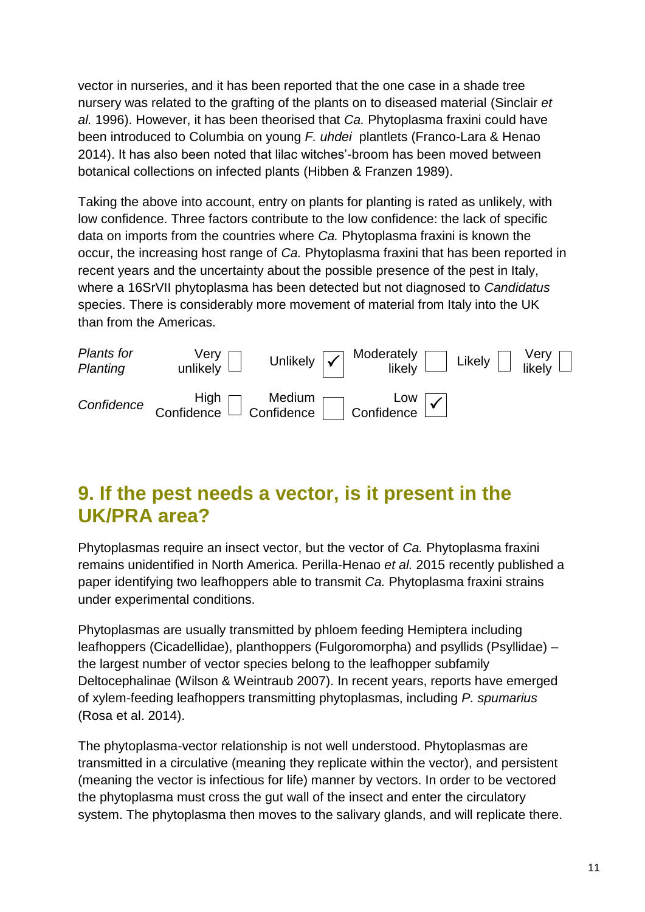vector in nurseries, and it has been reported that the one case in a shade tree nursery was related to the grafting of the plants on to diseased material (Sinclair *et al.* 1996). However, it has been theorised that *Ca.* Phytoplasma fraxini could have been introduced to Columbia on young *F. uhdei* plantlets (Franco-Lara & Henao 2014). It has also been noted that lilac witches'-broom has been moved between botanical collections on infected plants (Hibben & Franzen 1989).

Taking the above into account, entry on plants for planting is rated as unlikely, with low confidence. Three factors contribute to the low confidence: the lack of specific data on imports from the countries where *Ca.* Phytoplasma fraxini is known the occur, the increasing host range of *Ca.* Phytoplasma fraxini that has been reported in recent years and the uncertainty about the possible presence of the pest in Italy, where a 16SrVII phytoplasma has been detected but not diagnosed to *Candidatus* species. There is considerably more movement of material from Italy into the UK than from the Americas.

| | | | | | |
|---|---|---|---|---|---|
| *Plants for Planting* | Very unlikely ☐ | Unlikely ☑ | Moderately likely ☐ | Likely ☐ | Very likely ☐ |
| *Confidence* | High Confidence ☐ | Medium Confidence ☐ | Low Confidence ☑ | | |

## 9. If the pest needs a vector, is it present in the UK/PRA area?

Phytoplasmas require an insect vector, but the vector of *Ca.* Phytoplasma fraxini remains unidentified in North America. Perilla-Henao *et al.* 2015 recently published a paper identifying two leafhoppers able to transmit *Ca.* Phytoplasma fraxini strains under experimental conditions.

Phytoplasmas are usually transmitted by phloem feeding Hemiptera including leafhoppers (Cicadellidae), planthoppers (Fulgoromorpha) and psyllids (Psyllidae) – the largest number of vector species belong to the leafhopper subfamily Deltocephalinae (Wilson & Weintraub 2007). In recent years, reports have emerged of xylem-feeding leafhoppers transmitting phytoplasmas, including *P. spumarius* (Rosa et al. 2014).

The phytoplasma-vector relationship is not well understood. Phytoplasmas are transmitted in a circulative (meaning they replicate within the vector), and persistent (meaning the vector is infectious for life) manner by vectors. In order to be vectored the phytoplasma must cross the gut wall of the insect and enter the circulatory system. The phytoplasma then moves to the salivary glands, and will replicate there.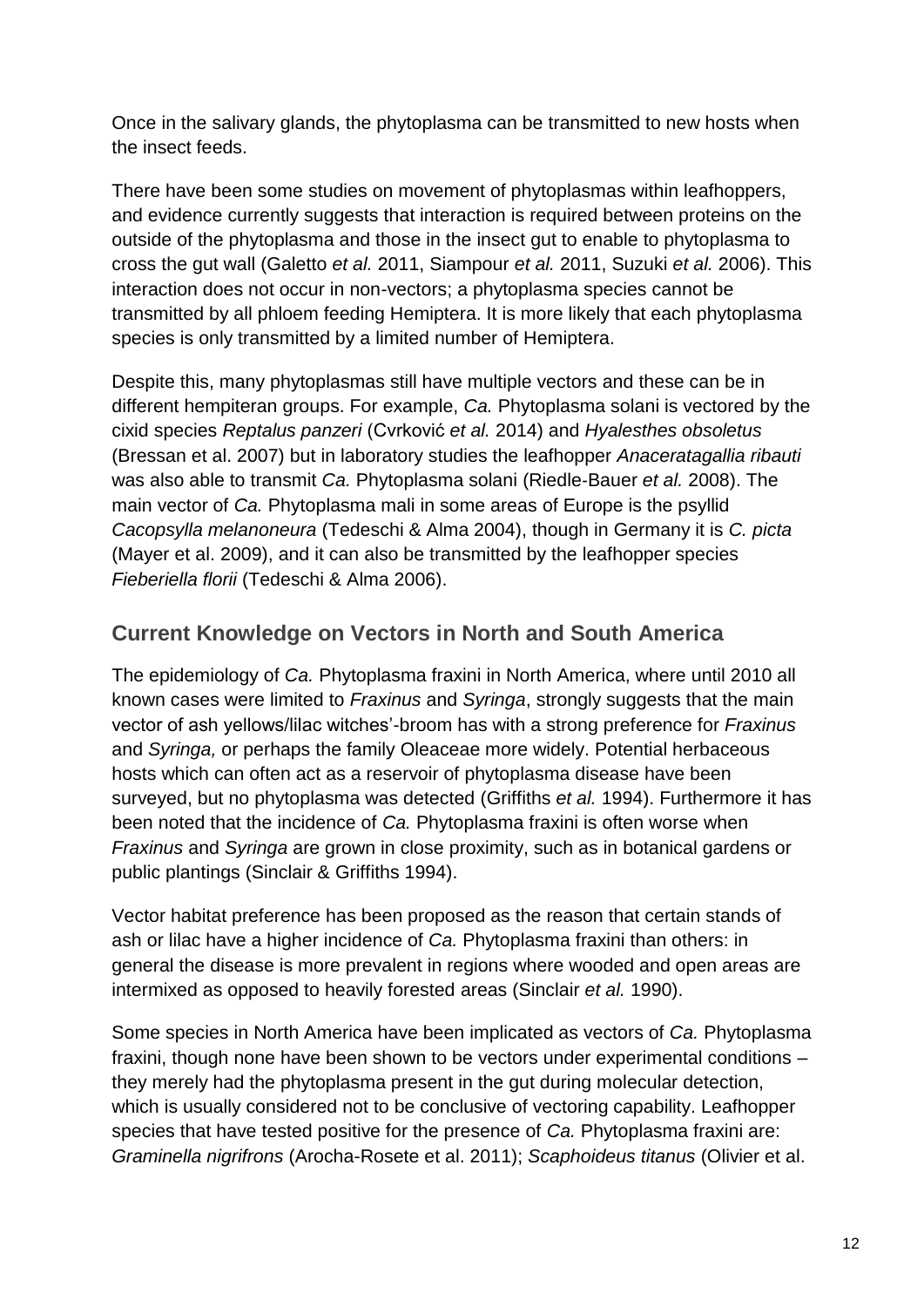Once in the salivary glands, the phytoplasma can be transmitted to new hosts when the insect feeds.

There have been some studies on movement of phytoplasmas within leafhoppers, and evidence currently suggests that interaction is required between proteins on the outside of the phytoplasma and those in the insect gut to enable to phytoplasma to cross the gut wall (Galetto *et al.* 2011, Siampour *et al.* 2011, Suzuki *et al.* 2006). This interaction does not occur in non-vectors; a phytoplasma species cannot be transmitted by all phloem feeding Hemiptera. It is more likely that each phytoplasma species is only transmitted by a limited number of Hemiptera.

Despite this, many phytoplasmas still have multiple vectors and these can be in different hempiteran groups. For example, *Ca.* Phytoplasma solani is vectored by the cixid species *Reptalus panzeri* (Cvrković *et al.* 2014) and *Hyalesthes obsoletus* (Bressan et al. 2007) but in laboratory studies the leafhopper *Anaceratagallia ribauti* was also able to transmit *Ca.* Phytoplasma solani (Riedle-Bauer *et al.* 2008). The main vector of *Ca.* Phytoplasma mali in some areas of Europe is the psyllid *Cacopsylla melanoneura* (Tedeschi & Alma 2004), though in Germany it is *C. picta* (Mayer et al. 2009), and it can also be transmitted by the leafhopper species *Fieberiella florii* (Tedeschi & Alma 2006).

## Current Knowledge on Vectors in North and South America

The epidemiology of *Ca.* Phytoplasma fraxini in North America, where until 2010 all known cases were limited to *Fraxinus* and *Syringa*, strongly suggests that the main vector of ash yellows/lilac witches'-broom has with a strong preference for *Fraxinus* and *Syringa,* or perhaps the family Oleaceae more widely. Potential herbaceous hosts which can often act as a reservoir of phytoplasma disease have been surveyed, but no phytoplasma was detected (Griffiths *et al.* 1994). Furthermore it has been noted that the incidence of *Ca.* Phytoplasma fraxini is often worse when *Fraxinus* and *Syringa* are grown in close proximity, such as in botanical gardens or public plantings (Sinclair & Griffiths 1994).

Vector habitat preference has been proposed as the reason that certain stands of ash or lilac have a higher incidence of *Ca.* Phytoplasma fraxini than others: in general the disease is more prevalent in regions where wooded and open areas are intermixed as opposed to heavily forested areas (Sinclair *et al.* 1990).

Some species in North America have been implicated as vectors of *Ca.* Phytoplasma fraxini, though none have been shown to be vectors under experimental conditions – they merely had the phytoplasma present in the gut during molecular detection, which is usually considered not to be conclusive of vectoring capability. Leafhopper species that have tested positive for the presence of *Ca.* Phytoplasma fraxini are: *Graminella nigrifrons* (Arocha-Rosete et al. 2011); *Scaphoideus titanus* (Olivier et al.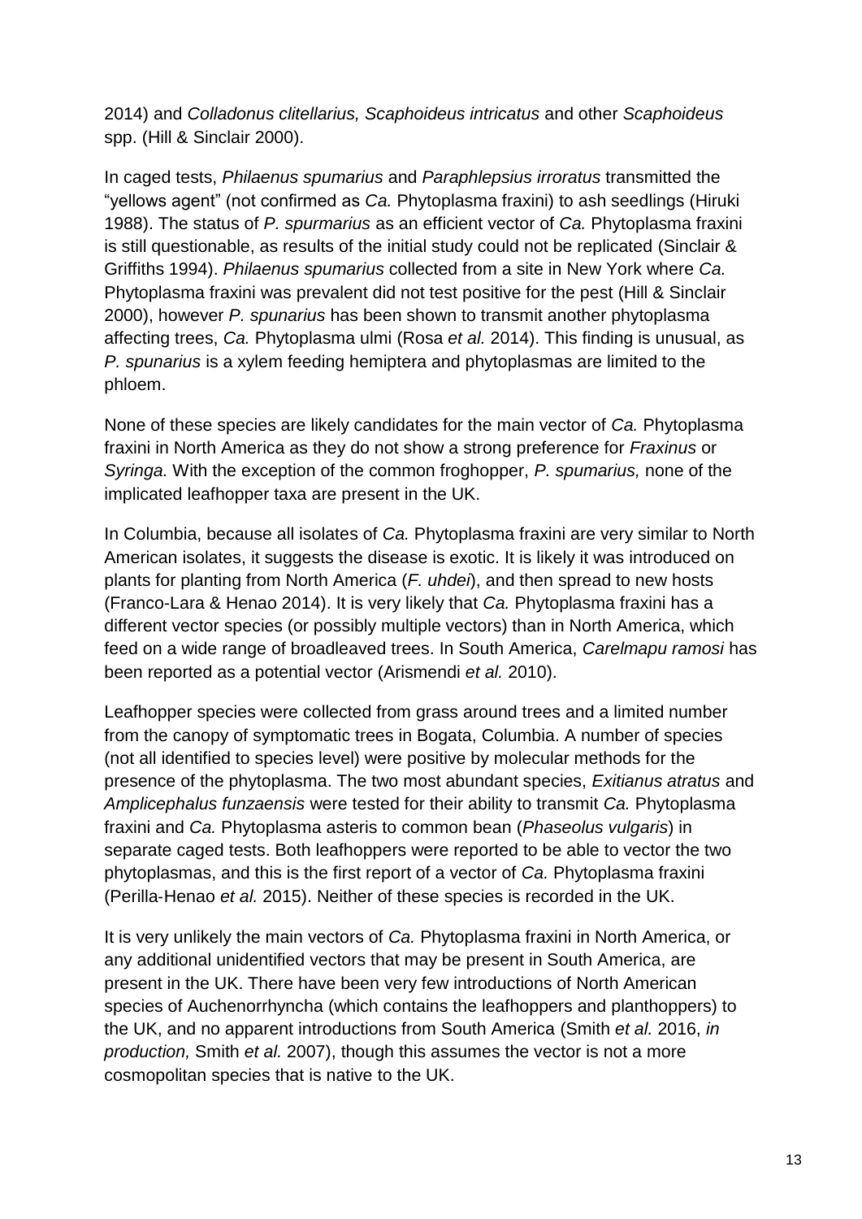2014) and *Colladonus clitellarius, Scaphoideus intricatus* and other *Scaphoideus* spp. (Hill & Sinclair 2000).

In caged tests, *Philaenus spumarius* and *Paraphlepsius irroratus* transmitted the "yellows agent" (not confirmed as *Ca.* Phytoplasma fraxini) to ash seedlings (Hiruki 1988). The status of *P. spurmarius* as an efficient vector of *Ca.* Phytoplasma fraxini is still questionable, as results of the initial study could not be replicated (Sinclair & Griffiths 1994). *Philaenus spumarius* collected from a site in New York where *Ca.* Phytoplasma fraxini was prevalent did not test positive for the pest (Hill & Sinclair 2000), however *P. spunarius* has been shown to transmit another phytoplasma affecting trees, *Ca.* Phytoplasma ulmi (Rosa *et al.* 2014). This finding is unusual, as *P. spunarius* is a xylem feeding hemiptera and phytoplasmas are limited to the phloem.

None of these species are likely candidates for the main vector of *Ca.* Phytoplasma fraxini in North America as they do not show a strong preference for *Fraxinus* or *Syringa.* With the exception of the common froghopper, *P. spumarius,* none of the implicated leafhopper taxa are present in the UK.

In Columbia, because all isolates of *Ca.* Phytoplasma fraxini are very similar to North American isolates, it suggests the disease is exotic. It is likely it was introduced on plants for planting from North America (*F. uhdei*), and then spread to new hosts (Franco-Lara & Henao 2014). It is very likely that *Ca.* Phytoplasma fraxini has a different vector species (or possibly multiple vectors) than in North America, which feed on a wide range of broadleaved trees. In South America, *Carelmapu ramosi* has been reported as a potential vector (Arismendi *et al.* 2010).

Leafhopper species were collected from grass around trees and a limited number from the canopy of symptomatic trees in Bogata, Columbia. A number of species (not all identified to species level) were positive by molecular methods for the presence of the phytoplasma. The two most abundant species, *Exitianus atratus* and *Amplicephalus funzaensis* were tested for their ability to transmit *Ca.* Phytoplasma fraxini and *Ca.* Phytoplasma asteris to common bean (*Phaseolus vulgaris*) in separate caged tests. Both leafhoppers were reported to be able to vector the two phytoplasmas, and this is the first report of a vector of *Ca.* Phytoplasma fraxini (Perilla-Henao *et al.* 2015). Neither of these species is recorded in the UK.

It is very unlikely the main vectors of *Ca.* Phytoplasma fraxini in North America, or any additional unidentified vectors that may be present in South America, are present in the UK. There have been very few introductions of North American species of Auchenorrhyncha (which contains the leafhoppers and planthoppers) to the UK, and no apparent introductions from South America (Smith *et al.* 2016, *in production,* Smith *et al.* 2007), though this assumes the vector is not a more cosmopolitan species that is native to the UK.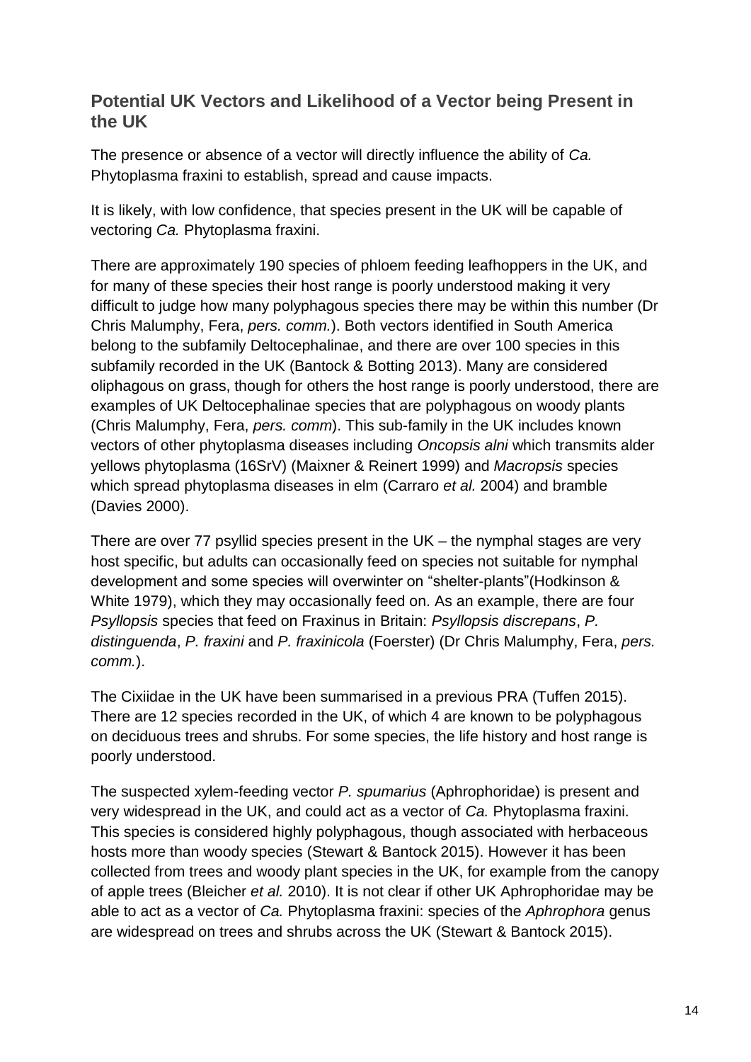## Potential UK Vectors and Likelihood of a Vector being Present in the UK

The presence or absence of a vector will directly influence the ability of *Ca.* Phytoplasma fraxini to establish, spread and cause impacts.

It is likely, with low confidence, that species present in the UK will be capable of vectoring *Ca.* Phytoplasma fraxini.

There are approximately 190 species of phloem feeding leafhoppers in the UK, and for many of these species their host range is poorly understood making it very difficult to judge how many polyphagous species there may be within this number (Dr Chris Malumphy, Fera, *pers. comm.*). Both vectors identified in South America belong to the subfamily Deltocephalinae, and there are over 100 species in this subfamily recorded in the UK (Bantock & Botting 2013). Many are considered oliphagous on grass, though for others the host range is poorly understood, there are examples of UK Deltocephalinae species that are polyphagous on woody plants (Chris Malumphy, Fera, *pers. comm*). This sub-family in the UK includes known vectors of other phytoplasma diseases including *Oncopsis alni* which transmits alder yellows phytoplasma (16SrV) (Maixner & Reinert 1999) and *Macropsis* species which spread phytoplasma diseases in elm (Carraro *et al.* 2004) and bramble (Davies 2000).

There are over 77 psyllid species present in the UK – the nymphal stages are very host specific, but adults can occasionally feed on species not suitable for nymphal development and some species will overwinter on "shelter-plants"(Hodkinson & White 1979), which they may occasionally feed on. As an example, there are four *Psyllopsis* species that feed on Fraxinus in Britain: *Psyllopsis discrepans*, *P. distinguenda*, *P. fraxini* and *P. fraxinicola* (Foerster) (Dr Chris Malumphy, Fera, *pers. comm.*).

The Cixiidae in the UK have been summarised in a previous PRA (Tuffen 2015). There are 12 species recorded in the UK, of which 4 are known to be polyphagous on deciduous trees and shrubs. For some species, the life history and host range is poorly understood.

The suspected xylem-feeding vector *P. spumarius* (Aphrophoridae) is present and very widespread in the UK, and could act as a vector of *Ca.* Phytoplasma fraxini. This species is considered highly polyphagous, though associated with herbaceous hosts more than woody species (Stewart & Bantock 2015). However it has been collected from trees and woody plant species in the UK, for example from the canopy of apple trees (Bleicher *et al.* 2010). It is not clear if other UK Aphrophoridae may be able to act as a vector of *Ca.* Phytoplasma fraxini: species of the *Aphrophora* genus are widespread on trees and shrubs across the UK (Stewart & Bantock 2015).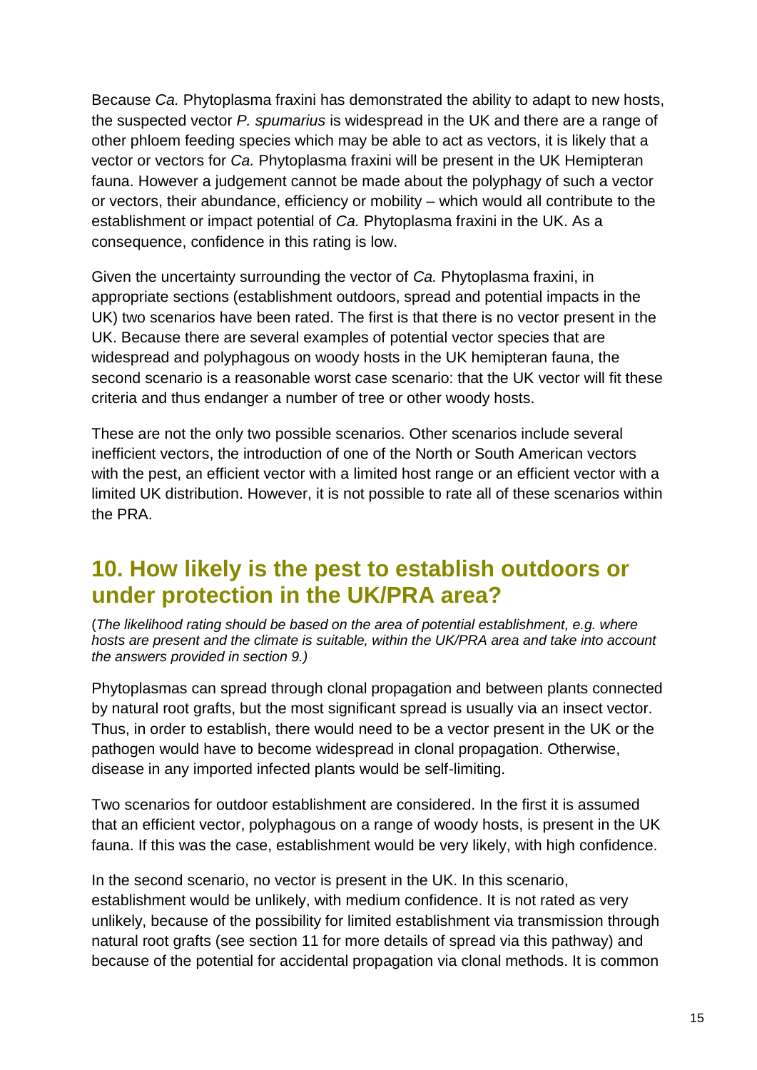Because *Ca.* Phytoplasma fraxini has demonstrated the ability to adapt to new hosts, the suspected vector *P. spumarius* is widespread in the UK and there are a range of other phloem feeding species which may be able to act as vectors, it is likely that a vector or vectors for *Ca.* Phytoplasma fraxini will be present in the UK Hemipteran fauna. However a judgement cannot be made about the polyphagy of such a vector or vectors, their abundance, efficiency or mobility – which would all contribute to the establishment or impact potential of *Ca.* Phytoplasma fraxini in the UK. As a consequence, confidence in this rating is low.

Given the uncertainty surrounding the vector of *Ca.* Phytoplasma fraxini, in appropriate sections (establishment outdoors, spread and potential impacts in the UK) two scenarios have been rated. The first is that there is no vector present in the UK. Because there are several examples of potential vector species that are widespread and polyphagous on woody hosts in the UK hemipteran fauna, the second scenario is a reasonable worst case scenario: that the UK vector will fit these criteria and thus endanger a number of tree or other woody hosts.

These are not the only two possible scenarios. Other scenarios include several inefficient vectors, the introduction of one of the North or South American vectors with the pest, an efficient vector with a limited host range or an efficient vector with a limited UK distribution. However, it is not possible to rate all of these scenarios within the PRA.

## 10. How likely is the pest to establish outdoors or under protection in the UK/PRA area?

(*The likelihood rating should be based on the area of potential establishment, e.g. where hosts are present and the climate is suitable, within the UK/PRA area and take into account the answers provided in section 9.)*

Phytoplasmas can spread through clonal propagation and between plants connected by natural root grafts, but the most significant spread is usually via an insect vector. Thus, in order to establish, there would need to be a vector present in the UK or the pathogen would have to become widespread in clonal propagation. Otherwise, disease in any imported infected plants would be self-limiting.

Two scenarios for outdoor establishment are considered. In the first it is assumed that an efficient vector, polyphagous on a range of woody hosts, is present in the UK fauna. If this was the case, establishment would be very likely, with high confidence.

In the second scenario, no vector is present in the UK. In this scenario, establishment would be unlikely, with medium confidence. It is not rated as very unlikely, because of the possibility for limited establishment via transmission through natural root grafts (see section 11 for more details of spread via this pathway) and because of the potential for accidental propagation via clonal methods. It is common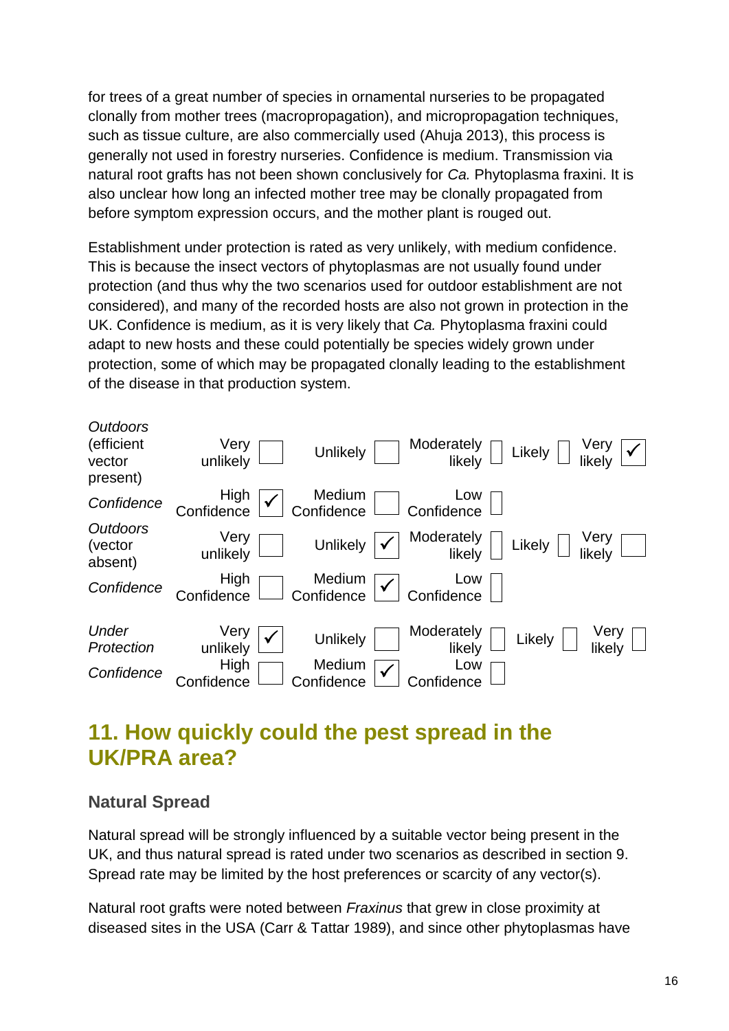for trees of a great number of species in ornamental nurseries to be propagated clonally from mother trees (macropropagation), and micropropagation techniques, such as tissue culture, are also commercially used (Ahuja 2013), this process is generally not used in forestry nurseries. Confidence is medium. Transmission via natural root grafts has not been shown conclusively for *Ca.* Phytoplasma fraxini. It is also unclear how long an infected mother tree may be clonally propagated from before symptom expression occurs, and the mother plant is rouged out.

Establishment under protection is rated as very unlikely, with medium confidence. This is because the insect vectors of phytoplasmas are not usually found under protection (and thus why the two scenarios used for outdoor establishment are not considered), and many of the recorded hosts are also not grown in protection in the UK. Confidence is medium, as it is very likely that *Ca.* Phytoplasma fraxini could adapt to new hosts and these could potentially be species widely grown under protection, some of which may be propagated clonally leading to the establishment of the disease in that production system.

| | | | | | |
|---|---|---|---|---|---|
| *Outdoors (efficient vector present)* | Very unlikely ☐ | Unlikely ☐ | Moderately likely ☐ | Likely ☐ | Very likely ☑ |
| *Confidence* | High Confidence ☑ | Medium Confidence ☐ | Low Confidence ☐ | | |
| *Outdoors (vector absent)* | Very unlikely ☐ | Unlikely ☑ | Moderately likely ☐ | Likely ☐ | Very likely ☐ |
| *Confidence* | High Confidence ☐ | Medium Confidence ☑ | Low Confidence ☐ | | |
| *Under Protection* | Very unlikely ☑ | Unlikely ☐ | Moderately likely ☐ | Likely ☐ | Very likely ☐ |
| *Confidence* | High Confidence ☐ | Medium Confidence ☑ | Low Confidence ☐ | | |

## 11. How quickly could the pest spread in the UK/PRA area?

### Natural Spread

Natural spread will be strongly influenced by a suitable vector being present in the UK, and thus natural spread is rated under two scenarios as described in section 9. Spread rate may be limited by the host preferences or scarcity of any vector(s).

Natural root grafts were noted between *Fraxinus* that grew in close proximity at diseased sites in the USA (Carr & Tattar 1989), and since other phytoplasmas have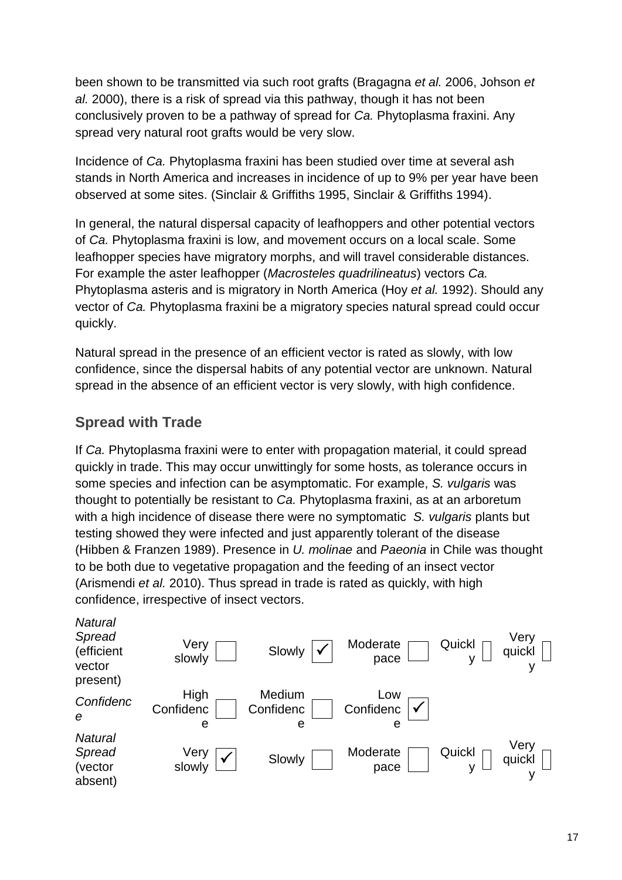been shown to be transmitted via such root grafts (Bragagna *et al.* 2006, Johson *et al.* 2000), there is a risk of spread via this pathway, though it has not been conclusively proven to be a pathway of spread for *Ca.* Phytoplasma fraxini. Any spread very natural root grafts would be very slow.

Incidence of *Ca.* Phytoplasma fraxini has been studied over time at several ash stands in North America and increases in incidence of up to 9% per year have been observed at some sites. (Sinclair & Griffiths 1995, Sinclair & Griffiths 1994).

In general, the natural dispersal capacity of leafhoppers and other potential vectors of *Ca.* Phytoplasma fraxini is low, and movement occurs on a local scale. Some leafhopper species have migratory morphs, and will travel considerable distances. For example the aster leafhopper (*Macrosteles quadrilineatus*) vectors *Ca.* Phytoplasma asteris and is migratory in North America (Hoy *et al.* 1992). Should any vector of *Ca.* Phytoplasma fraxini be a migratory species natural spread could occur quickly.

Natural spread in the presence of an efficient vector is rated as slowly, with low confidence, since the dispersal habits of any potential vector are unknown. Natural spread in the absence of an efficient vector is very slowly, with high confidence.

## Spread with Trade

If *Ca.* Phytoplasma fraxini were to enter with propagation material, it could spread quickly in trade. This may occur unwittingly for some hosts, as tolerance occurs in some species and infection can be asymptomatic. For example, *S. vulgaris* was thought to potentially be resistant to *Ca.* Phytoplasma fraxini, as at an arboretum with a high incidence of disease there were no symptomatic *S. vulgaris* plants but testing showed they were infected and just apparently tolerant of the disease (Hibben & Franzen 1989). Presence in *U. molinae* and *Paeonia* in Chile was thought to be both due to vegetative propagation and the feeding of an insect vector (Arismendi *et al.* 2010). Thus spread in trade is rated as quickly, with high confidence, irrespective of insect vectors.

| | | | | | |
|---|---|---|---|---|---|
| *Natural Spread (efficient vector present)* | Very slowly ☐ | Slowly ✓ | Moderate pace ☐ | Quickly ☐ | Very quickly ☐ |
| *Confidence* | High Confidence ☐ | Medium Confidence ☐ | Low Confidence ✓ | | |
| *Natural Spread (vector absent)* | Very slowly ✓ | Slowly ☐ | Moderate pace ☐ | Quickly ☐ | Very quickly ☐ |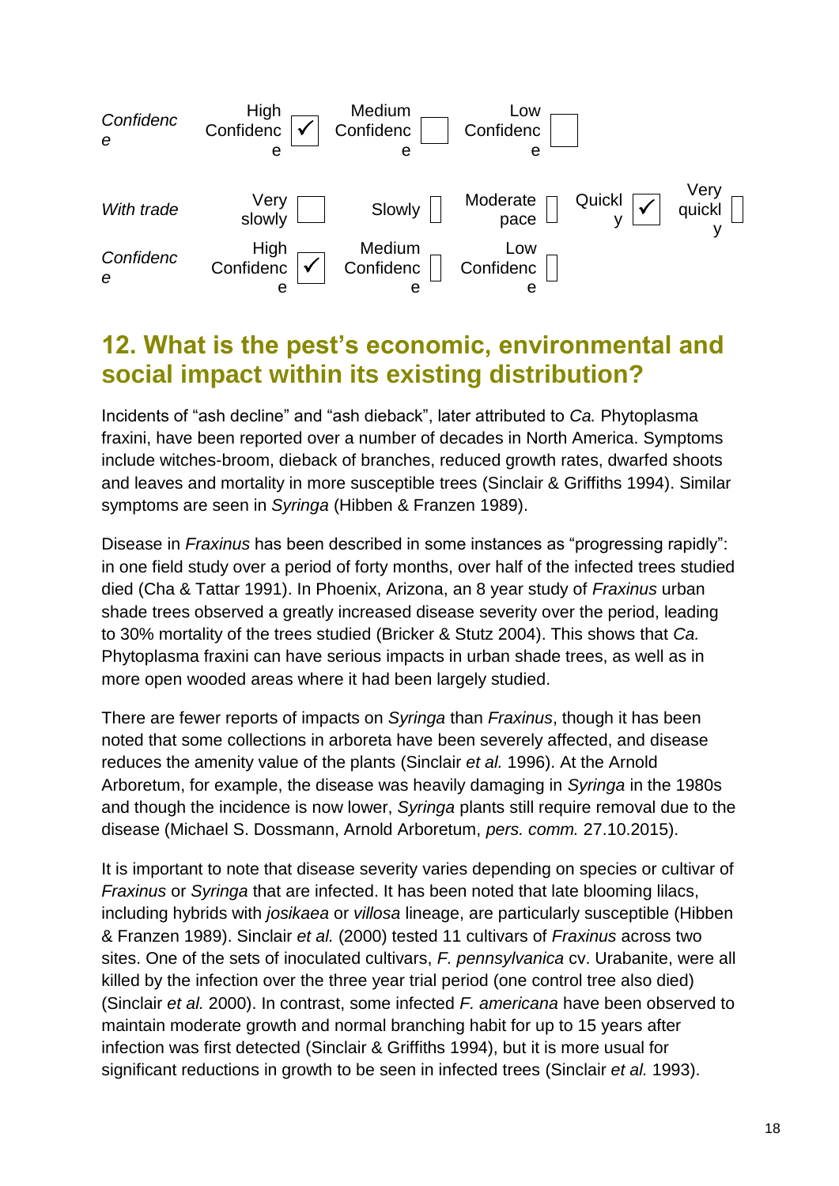| | | | | | |
|---|---|---|---|---|---|
| *Confidence* | High Confidence ✓ | Medium Confidence ☐ | Low Confidence ☐ | | |
| *With trade* | Very slowly ☐ | Slowly ☐ | Moderate pace ☐ | Quickly ✓ | Very quickly ☐ |
| *Confidence* | High Confidence ✓ | Medium Confidence ☐ | Low Confidence ☐ | | |

## 12. What is the pest's economic, environmental and social impact within its existing distribution?

Incidents of "ash decline" and "ash dieback", later attributed to *Ca.* Phytoplasma fraxini, have been reported over a number of decades in North America. Symptoms include witches-broom, dieback of branches, reduced growth rates, dwarfed shoots and leaves and mortality in more susceptible trees (Sinclair & Griffiths 1994). Similar symptoms are seen in *Syringa* (Hibben & Franzen 1989).

Disease in *Fraxinus* has been described in some instances as "progressing rapidly": in one field study over a period of forty months, over half of the infected trees studied died (Cha & Tattar 1991). In Phoenix, Arizona, an 8 year study of *Fraxinus* urban shade trees observed a greatly increased disease severity over the period, leading to 30% mortality of the trees studied (Bricker & Stutz 2004). This shows that *Ca.* Phytoplasma fraxini can have serious impacts in urban shade trees, as well as in more open wooded areas where it had been largely studied.

There are fewer reports of impacts on *Syringa* than *Fraxinus*, though it has been noted that some collections in arboreta have been severely affected, and disease reduces the amenity value of the plants (Sinclair *et al.* 1996). At the Arnold Arboretum, for example, the disease was heavily damaging in *Syringa* in the 1980s and though the incidence is now lower, *Syringa* plants still require removal due to the disease (Michael S. Dossmann, Arnold Arboretum, *pers. comm.* 27.10.2015).

It is important to note that disease severity varies depending on species or cultivar of *Fraxinus* or *Syringa* that are infected. It has been noted that late blooming lilacs, including hybrids with *josikaea* or *villosa* lineage, are particularly susceptible (Hibben & Franzen 1989). Sinclair *et al.* (2000) tested 11 cultivars of *Fraxinus* across two sites. One of the sets of inoculated cultivars, *F. pennsylvanica* cv. Urabanite, were all killed by the infection over the three year trial period (one control tree also died) (Sinclair *et al.* 2000). In contrast, some infected *F. americana* have been observed to maintain moderate growth and normal branching habit for up to 15 years after infection was first detected (Sinclair & Griffiths 1994), but it is more usual for significant reductions in growth to be seen in infected trees (Sinclair *et al.* 1993).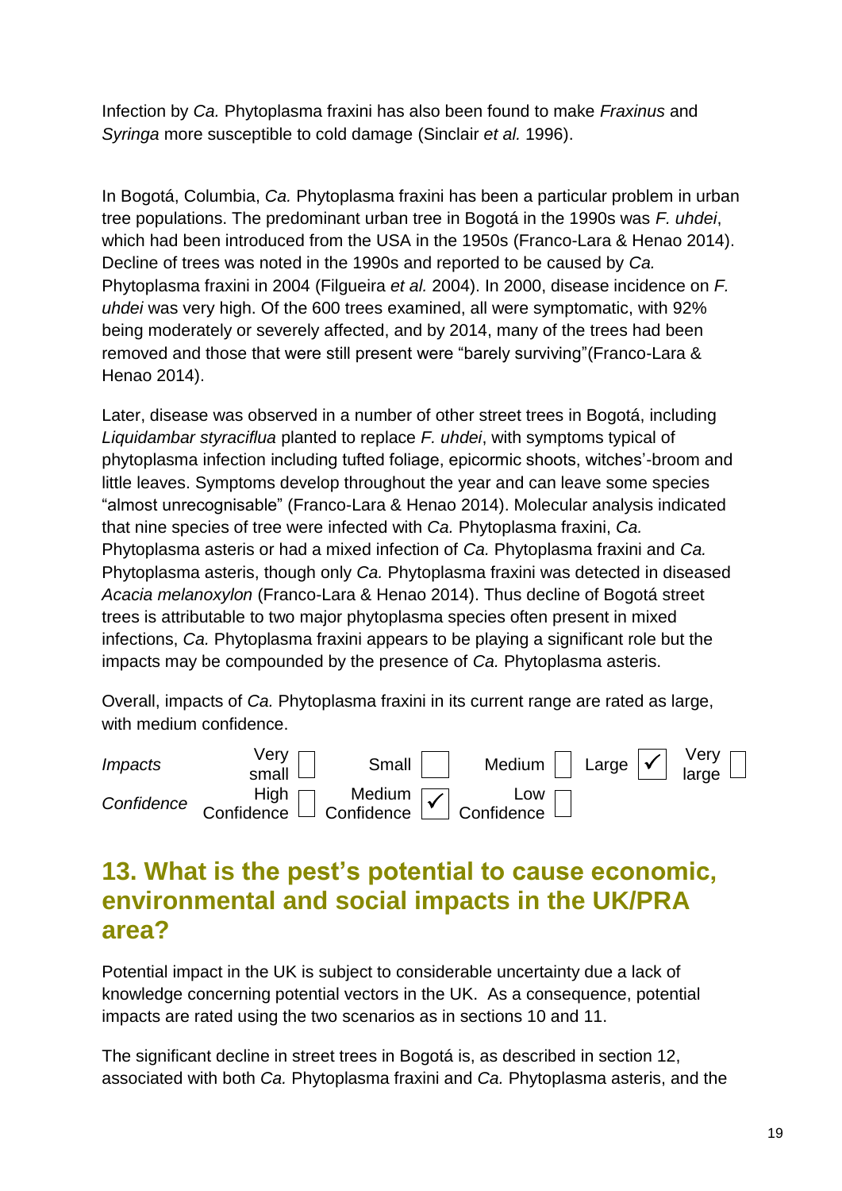Infection by *Ca.* Phytoplasma fraxini has also been found to make *Fraxinus* and *Syringa* more susceptible to cold damage (Sinclair *et al.* 1996).

In Bogotá, Columbia, *Ca.* Phytoplasma fraxini has been a particular problem in urban tree populations. The predominant urban tree in Bogotá in the 1990s was *F. uhdei*, which had been introduced from the USA in the 1950s (Franco-Lara & Henao 2014). Decline of trees was noted in the 1990s and reported to be caused by *Ca.* Phytoplasma fraxini in 2004 (Filgueira *et al.* 2004). In 2000, disease incidence on *F. uhdei* was very high. Of the 600 trees examined, all were symptomatic, with 92% being moderately or severely affected, and by 2014, many of the trees had been removed and those that were still present were "barely surviving"(Franco-Lara & Henao 2014).

Later, disease was observed in a number of other street trees in Bogotá, including *Liquidambar styraciflua* planted to replace *F. uhdei*, with symptoms typical of phytoplasma infection including tufted foliage, epicormic shoots, witches'-broom and little leaves. Symptoms develop throughout the year and can leave some species "almost unrecognisable" (Franco-Lara & Henao 2014). Molecular analysis indicated that nine species of tree were infected with *Ca.* Phytoplasma fraxini, *Ca.* Phytoplasma asteris or had a mixed infection of *Ca.* Phytoplasma fraxini and *Ca.* Phytoplasma asteris, though only *Ca.* Phytoplasma fraxini was detected in diseased *Acacia melanoxylon* (Franco-Lara & Henao 2014). Thus decline of Bogotá street trees is attributable to two major phytoplasma species often present in mixed infections, *Ca.* Phytoplasma fraxini appears to be playing a significant role but the impacts may be compounded by the presence of *Ca.* Phytoplasma asteris.

Overall, impacts of *Ca.* Phytoplasma fraxini in its current range are rated as large, with medium confidence.

| | | | | | |
|---|---|---|---|---|---|
| *Impacts* | Very small ☐ | Small ☐ | Medium ☐ | Large ☑ | Very large ☐ |
| *Confidence* | High Confidence ☐ | Medium Confidence ☑ | Low Confidence ☐ | | |

## 13. What is the pest's potential to cause economic, environmental and social impacts in the UK/PRA area?

Potential impact in the UK is subject to considerable uncertainty due a lack of knowledge concerning potential vectors in the UK. As a consequence, potential impacts are rated using the two scenarios as in sections 10 and 11.

The significant decline in street trees in Bogotá is, as described in section 12, associated with both *Ca.* Phytoplasma fraxini and *Ca.* Phytoplasma asteris, and the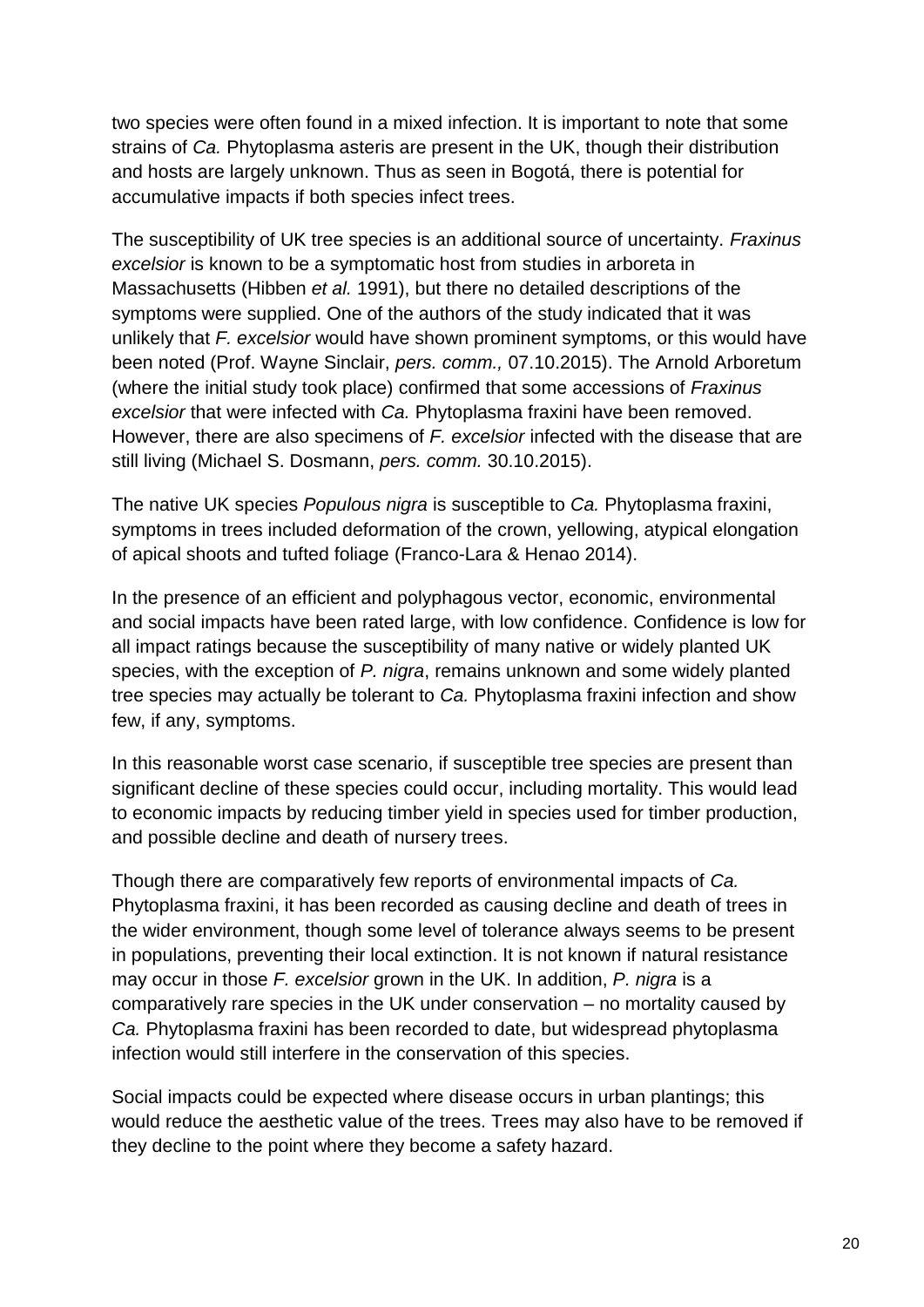two species were often found in a mixed infection. It is important to note that some strains of *Ca.* Phytoplasma asteris are present in the UK, though their distribution and hosts are largely unknown. Thus as seen in Bogotá, there is potential for accumulative impacts if both species infect trees.

The susceptibility of UK tree species is an additional source of uncertainty. *Fraxinus excelsior* is known to be a symptomatic host from studies in arboreta in Massachusetts (Hibben *et al.* 1991), but there no detailed descriptions of the symptoms were supplied. One of the authors of the study indicated that it was unlikely that *F. excelsior* would have shown prominent symptoms, or this would have been noted (Prof. Wayne Sinclair, *pers. comm.,* 07.10.2015). The Arnold Arboretum (where the initial study took place) confirmed that some accessions of *Fraxinus excelsior* that were infected with *Ca.* Phytoplasma fraxini have been removed. However, there are also specimens of *F. excelsior* infected with the disease that are still living (Michael S. Dosmann, *pers. comm.* 30.10.2015).

The native UK species *Populous nigra* is susceptible to *Ca.* Phytoplasma fraxini, symptoms in trees included deformation of the crown, yellowing, atypical elongation of apical shoots and tufted foliage (Franco-Lara & Henao 2014).

In the presence of an efficient and polyphagous vector, economic, environmental and social impacts have been rated large, with low confidence. Confidence is low for all impact ratings because the susceptibility of many native or widely planted UK species, with the exception of *P. nigra*, remains unknown and some widely planted tree species may actually be tolerant to *Ca.* Phytoplasma fraxini infection and show few, if any, symptoms.

In this reasonable worst case scenario, if susceptible tree species are present than significant decline of these species could occur, including mortality. This would lead to economic impacts by reducing timber yield in species used for timber production, and possible decline and death of nursery trees.

Though there are comparatively few reports of environmental impacts of *Ca.* Phytoplasma fraxini, it has been recorded as causing decline and death of trees in the wider environment, though some level of tolerance always seems to be present in populations, preventing their local extinction. It is not known if natural resistance may occur in those *F. excelsior* grown in the UK. In addition, *P. nigra* is a comparatively rare species in the UK under conservation – no mortality caused by *Ca.* Phytoplasma fraxini has been recorded to date, but widespread phytoplasma infection would still interfere in the conservation of this species.

Social impacts could be expected where disease occurs in urban plantings; this would reduce the aesthetic value of the trees. Trees may also have to be removed if they decline to the point where they become a safety hazard.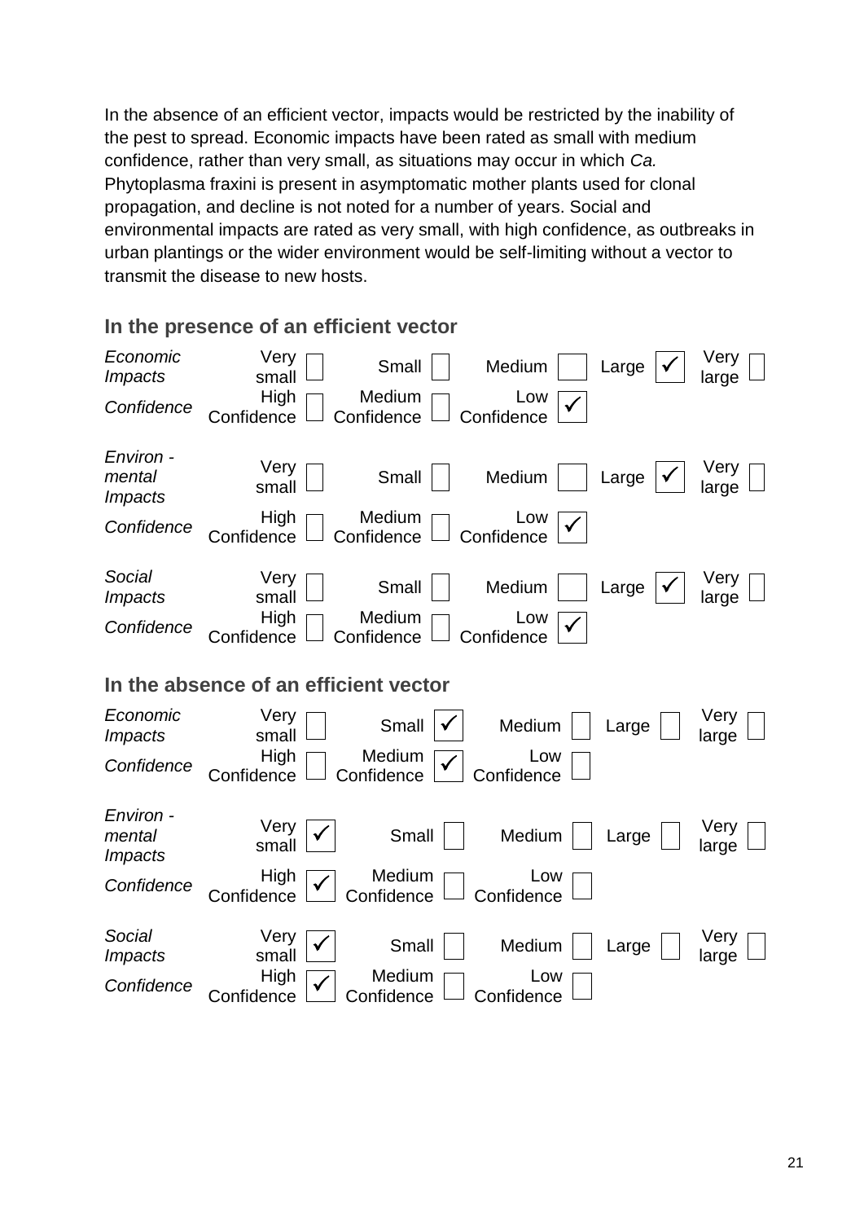In the absence of an efficient vector, impacts would be restricted by the inability of the pest to spread. Economic impacts have been rated as small with medium confidence, rather than very small, as situations may occur in which *Ca.* Phytoplasma fraxini is present in asymptomatic mother plants used for clonal propagation, and decline is not noted for a number of years. Social and environmental impacts are rated as very small, with high confidence, as outbreaks in urban plantings or the wider environment would be self-limiting without a vector to transmit the disease to new hosts.

## In the presence of an efficient vector

| | | | | | |
|---|---|---|---|---|---|
| *Economic Impacts* | Very small ☐ | Small ☐ | Medium ☐ | Large ☑ | Very large ☐ |
| *Confidence* | High Confidence ☐ | Medium Confidence ☐ | Low Confidence ☑ | | |
| *Environ - mental Impacts* | Very small ☐ | Small ☐ | Medium ☐ | Large ☑ | Very large ☐ |
| *Confidence* | High Confidence ☐ | Medium Confidence ☐ | Low Confidence ☑ | | |
| *Social Impacts* | Very small ☐ | Small ☐ | Medium ☐ | Large ☑ | Very large ☐ |
| *Confidence* | High Confidence ☐ | Medium Confidence ☐ | Low Confidence ☑ | | |

## In the absence of an efficient vector

| | | | | | |
|---|---|---|---|---|---|
| *Economic Impacts* | Very small ☐ | Small ☑ | Medium ☐ | Large ☐ | Very large ☐ |
| *Confidence* | High Confidence ☐ | Medium Confidence ☑ | Low Confidence ☐ | | |
| *Environ - mental Impacts* | Very small ☑ | Small ☐ | Medium ☐ | Large ☐ | Very large ☐ |
| *Confidence* | High Confidence ☑ | Medium Confidence ☐ | Low Confidence ☐ | | |
| *Social Impacts* | Very small ☑ | Small ☐ | Medium ☐ | Large ☐ | Very large ☐ |
| *Confidence* | High Confidence ☑ | Medium Confidence ☐ | Low Confidence ☐ | | |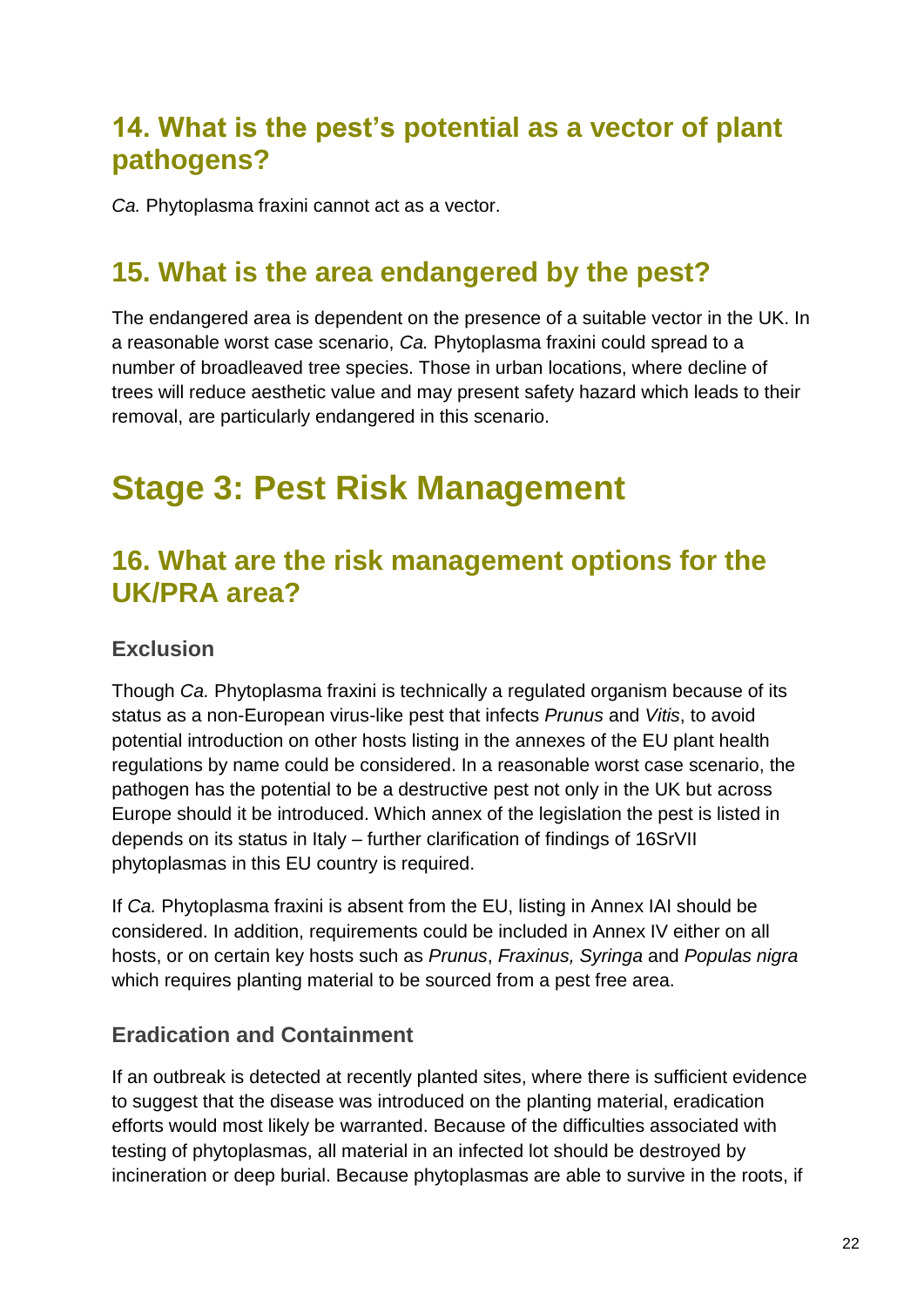## 14. What is the pest's potential as a vector of plant pathogens?

*Ca.* Phytoplasma fraxini cannot act as a vector.

## 15. What is the area endangered by the pest?

The endangered area is dependent on the presence of a suitable vector in the UK. In a reasonable worst case scenario, *Ca.* Phytoplasma fraxini could spread to a number of broadleaved tree species. Those in urban locations, where decline of trees will reduce aesthetic value and may present safety hazard which leads to their removal, are particularly endangered in this scenario.

# Stage 3: Pest Risk Management

## 16. What are the risk management options for the UK/PRA area?

### Exclusion

Though *Ca.* Phytoplasma fraxini is technically a regulated organism because of its status as a non-European virus-like pest that infects *Prunus* and *Vitis*, to avoid potential introduction on other hosts listing in the annexes of the EU plant health regulations by name could be considered. In a reasonable worst case scenario, the pathogen has the potential to be a destructive pest not only in the UK but across Europe should it be introduced. Which annex of the legislation the pest is listed in depends on its status in Italy – further clarification of findings of 16SrVII phytoplasmas in this EU country is required.

If *Ca.* Phytoplasma fraxini is absent from the EU, listing in Annex IAI should be considered. In addition, requirements could be included in Annex IV either on all hosts, or on certain key hosts such as *Prunus*, *Fraxinus, Syringa* and *Populas nigra* which requires planting material to be sourced from a pest free area.

### Eradication and Containment

If an outbreak is detected at recently planted sites, where there is sufficient evidence to suggest that the disease was introduced on the planting material, eradication efforts would most likely be warranted. Because of the difficulties associated with testing of phytoplasmas, all material in an infected lot should be destroyed by incineration or deep burial. Because phytoplasmas are able to survive in the roots, if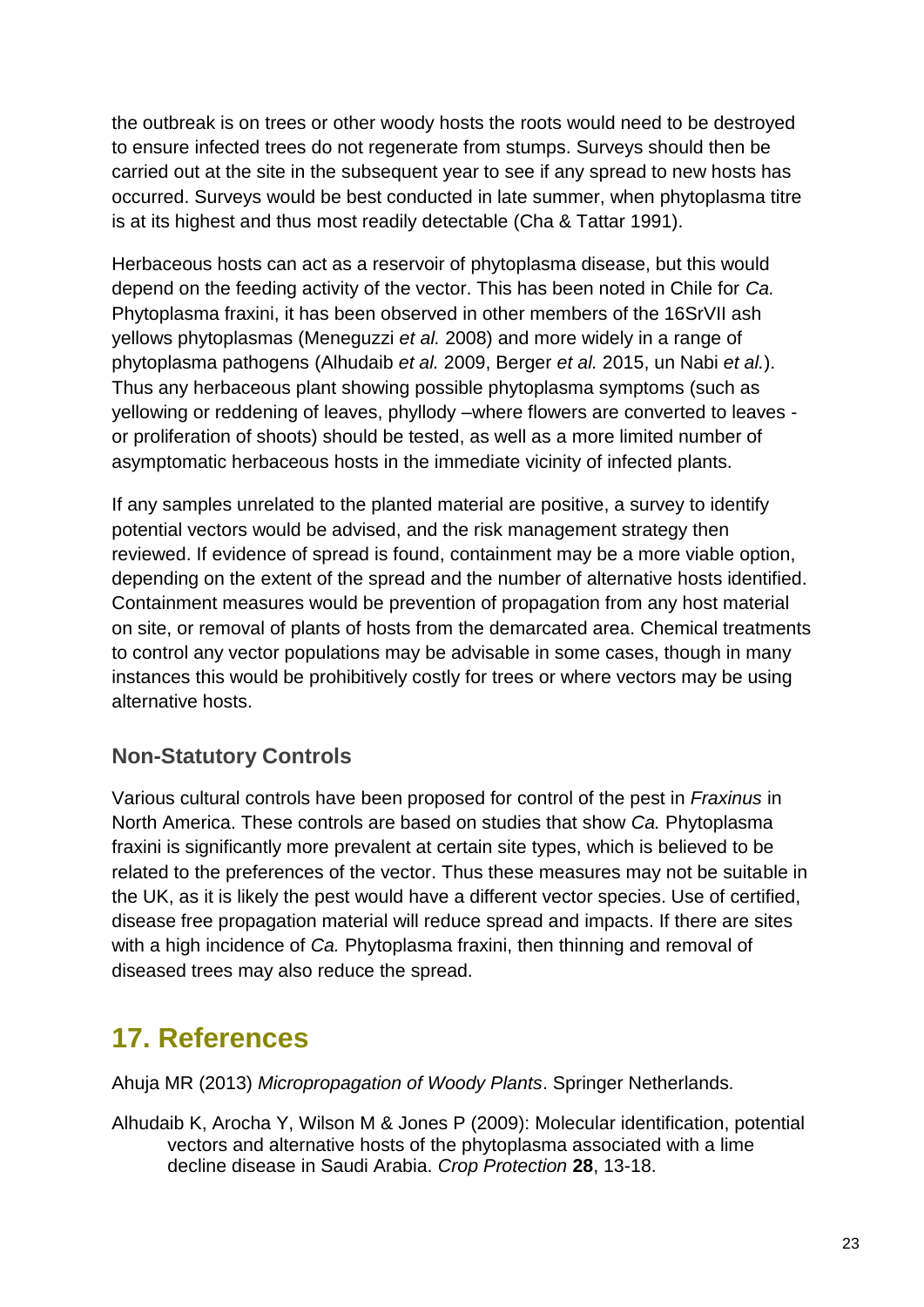the outbreak is on trees or other woody hosts the roots would need to be destroyed to ensure infected trees do not regenerate from stumps. Surveys should then be carried out at the site in the subsequent year to see if any spread to new hosts has occurred. Surveys would be best conducted in late summer, when phytoplasma titre is at its highest and thus most readily detectable (Cha & Tattar 1991).

Herbaceous hosts can act as a reservoir of phytoplasma disease, but this would depend on the feeding activity of the vector. This has been noted in Chile for *Ca.* Phytoplasma fraxini, it has been observed in other members of the 16SrVII ash yellows phytoplasmas (Meneguzzi *et al.* 2008) and more widely in a range of phytoplasma pathogens (Alhudaib *et al.* 2009, Berger *et al.* 2015, un Nabi *et al.*). Thus any herbaceous plant showing possible phytoplasma symptoms (such as yellowing or reddening of leaves, phyllody –where flowers are converted to leaves - or proliferation of shoots) should be tested, as well as a more limited number of asymptomatic herbaceous hosts in the immediate vicinity of infected plants.

If any samples unrelated to the planted material are positive, a survey to identify potential vectors would be advised, and the risk management strategy then reviewed. If evidence of spread is found, containment may be a more viable option, depending on the extent of the spread and the number of alternative hosts identified. Containment measures would be prevention of propagation from any host material on site, or removal of plants of hosts from the demarcated area. Chemical treatments to control any vector populations may be advisable in some cases, though in many instances this would be prohibitively costly for trees or where vectors may be using alternative hosts.

### Non-Statutory Controls

Various cultural controls have been proposed for control of the pest in *Fraxinus* in North America. These controls are based on studies that show *Ca.* Phytoplasma fraxini is significantly more prevalent at certain site types, which is believed to be related to the preferences of the vector. Thus these measures may not be suitable in the UK, as it is likely the pest would have a different vector species. Use of certified, disease free propagation material will reduce spread and impacts. If there are sites with a high incidence of *Ca.* Phytoplasma fraxini, then thinning and removal of diseased trees may also reduce the spread.

## 17. References

Ahuja MR (2013) *Micropropagation of Woody Plants*. Springer Netherlands.

Alhudaib K, Arocha Y, Wilson M & Jones P (2009): Molecular identification, potential vectors and alternative hosts of the phytoplasma associated with a lime decline disease in Saudi Arabia. *Crop Protection* **28**, 13-18.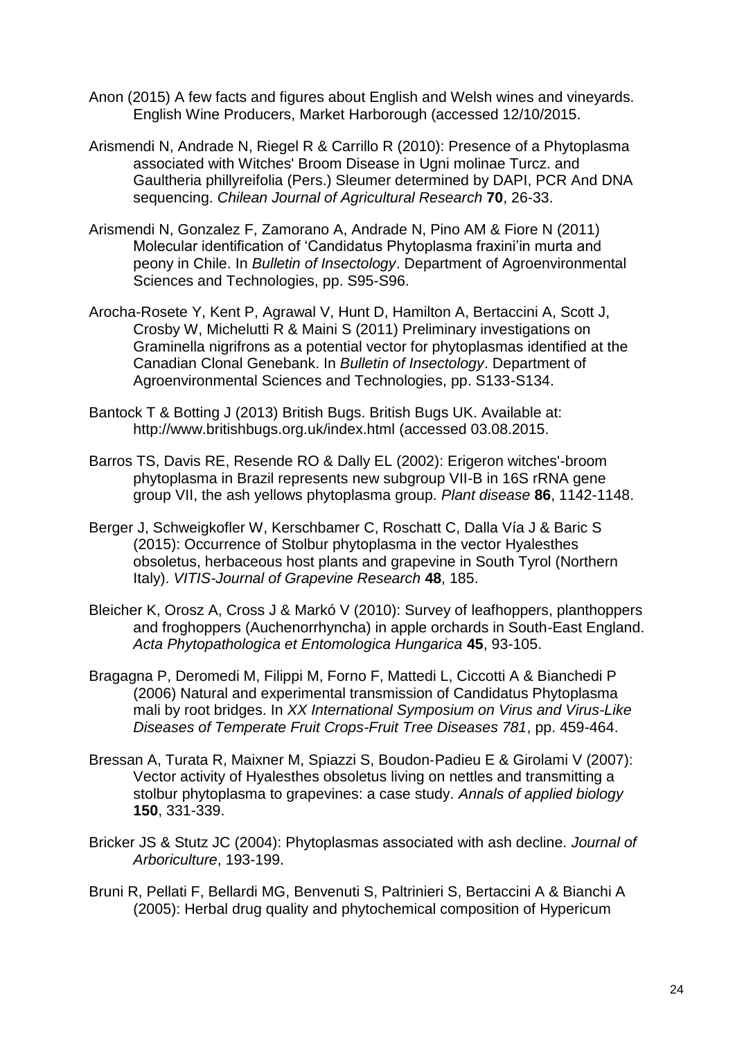Anon (2015) A few facts and figures about English and Welsh wines and vineyards. English Wine Producers, Market Harborough (accessed 12/10/2015.

Arismendi N, Andrade N, Riegel R & Carrillo R (2010): Presence of a Phytoplasma associated with Witches' Broom Disease in Ugni molinae Turcz. and Gaultheria phillyreifolia (Pers.) Sleumer determined by DAPI, PCR And DNA sequencing. *Chilean Journal of Agricultural Research* **70**, 26-33.

Arismendi N, Gonzalez F, Zamorano A, Andrade N, Pino AM & Fiore N (2011) Molecular identification of 'Candidatus Phytoplasma fraxini'in murta and peony in Chile. In *Bulletin of Insectology*. Department of Agroenvironmental Sciences and Technologies, pp. S95-S96.

Arocha-Rosete Y, Kent P, Agrawal V, Hunt D, Hamilton A, Bertaccini A, Scott J, Crosby W, Michelutti R & Maini S (2011) Preliminary investigations on Graminella nigrifrons as a potential vector for phytoplasmas identified at the Canadian Clonal Genebank. In *Bulletin of Insectology*. Department of Agroenvironmental Sciences and Technologies, pp. S133-S134.

Bantock T & Botting J (2013) British Bugs. British Bugs UK. Available at: http://www.britishbugs.org.uk/index.html (accessed 03.08.2015.

Barros TS, Davis RE, Resende RO & Dally EL (2002): Erigeron witches'-broom phytoplasma in Brazil represents new subgroup VII-B in 16S rRNA gene group VII, the ash yellows phytoplasma group. *Plant disease* **86**, 1142-1148.

Berger J, Schweigkofler W, Kerschbamer C, Roschatt C, Dalla Vía J & Baric S (2015): Occurrence of Stolbur phytoplasma in the vector Hyalesthes obsoletus, herbaceous host plants and grapevine in South Tyrol (Northern Italy). *VITIS-Journal of Grapevine Research* **48**, 185.

Bleicher K, Orosz A, Cross J & Markó V (2010): Survey of leafhoppers, planthoppers and froghoppers (Auchenorrhyncha) in apple orchards in South-East England. *Acta Phytopathologica et Entomologica Hungarica* **45**, 93-105.

Bragagna P, Deromedi M, Filippi M, Forno F, Mattedi L, Ciccotti A & Bianchedi P (2006) Natural and experimental transmission of Candidatus Phytoplasma mali by root bridges. In *XX International Symposium on Virus and Virus-Like Diseases of Temperate Fruit Crops-Fruit Tree Diseases 781*, pp. 459-464.

Bressan A, Turata R, Maixner M, Spiazzi S, Boudon-Padieu E & Girolami V (2007): Vector activity of Hyalesthes obsoletus living on nettles and transmitting a stolbur phytoplasma to grapevines: a case study. *Annals of applied biology* **150**, 331-339.

Bricker JS & Stutz JC (2004): Phytoplasmas associated with ash decline. *Journal of Arboriculture*, 193-199.

Bruni R, Pellati F, Bellardi MG, Benvenuti S, Paltrinieri S, Bertaccini A & Bianchi A (2005): Herbal drug quality and phytochemical composition of Hypericum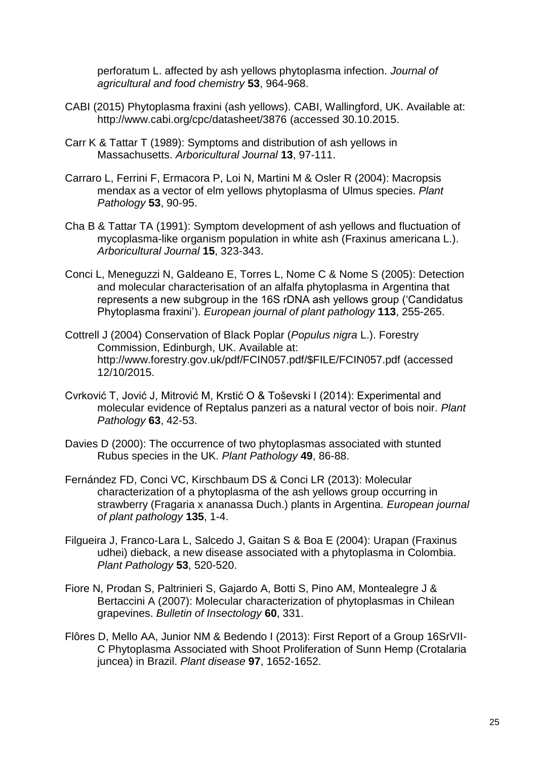perforatum L. affected by ash yellows phytoplasma infection. *Journal of agricultural and food chemistry* **53**, 964-968.

CABI (2015) Phytoplasma fraxini (ash yellows). CABI, Wallingford, UK. Available at: http://www.cabi.org/cpc/datasheet/3876 (accessed 30.10.2015.

Carr K & Tattar T (1989): Symptoms and distribution of ash yellows in Massachusetts. *Arboricultural Journal* **13**, 97-111.

Carraro L, Ferrini F, Ermacora P, Loi N, Martini M & Osler R (2004): Macropsis mendax as a vector of elm yellows phytoplasma of Ulmus species. *Plant Pathology* **53**, 90-95.

Cha B & Tattar TA (1991): Symptom development of ash yellows and fluctuation of mycoplasma-like organism population in white ash (Fraxinus americana L.). *Arboricultural Journal* **15**, 323-343.

Conci L, Meneguzzi N, Galdeano E, Torres L, Nome C & Nome S (2005): Detection and molecular characterisation of an alfalfa phytoplasma in Argentina that represents a new subgroup in the 16S rDNA ash yellows group ('Candidatus Phytoplasma fraxini'). *European journal of plant pathology* **113**, 255-265.

Cottrell J (2004) Conservation of Black Poplar (*Populus nigra* L.). Forestry Commission, Edinburgh, UK. Available at: http://www.forestry.gov.uk/pdf/FCIN057.pdf/$FILE/FCIN057.pdf (accessed 12/10/2015.

Cvrković T, Jović J, Mitrović M, Krstić O & Toševski I (2014): Experimental and molecular evidence of Reptalus panzeri as a natural vector of bois noir. *Plant Pathology* **63**, 42-53.

Davies D (2000): The occurrence of two phytoplasmas associated with stunted Rubus species in the UK. *Plant Pathology* **49**, 86-88.

Fernández FD, Conci VC, Kirschbaum DS & Conci LR (2013): Molecular characterization of a phytoplasma of the ash yellows group occurring in strawberry (Fragaria x ananassa Duch.) plants in Argentina. *European journal of plant pathology* **135**, 1-4.

Filgueira J, Franco-Lara L, Salcedo J, Gaitan S & Boa E (2004): Urapan (Fraxinus udhei) dieback, a new disease associated with a phytoplasma in Colombia. *Plant Pathology* **53**, 520-520.

Fiore N, Prodan S, Paltrinieri S, Gajardo A, Botti S, Pino AM, Montealegre J & Bertaccini A (2007): Molecular characterization of phytoplasmas in Chilean grapevines. *Bulletin of Insectology* **60**, 331.

Flôres D, Mello AA, Junior NM & Bedendo I (2013): First Report of a Group 16SrVII-C Phytoplasma Associated with Shoot Proliferation of Sunn Hemp (Crotalaria juncea) in Brazil. *Plant disease* **97**, 1652-1652.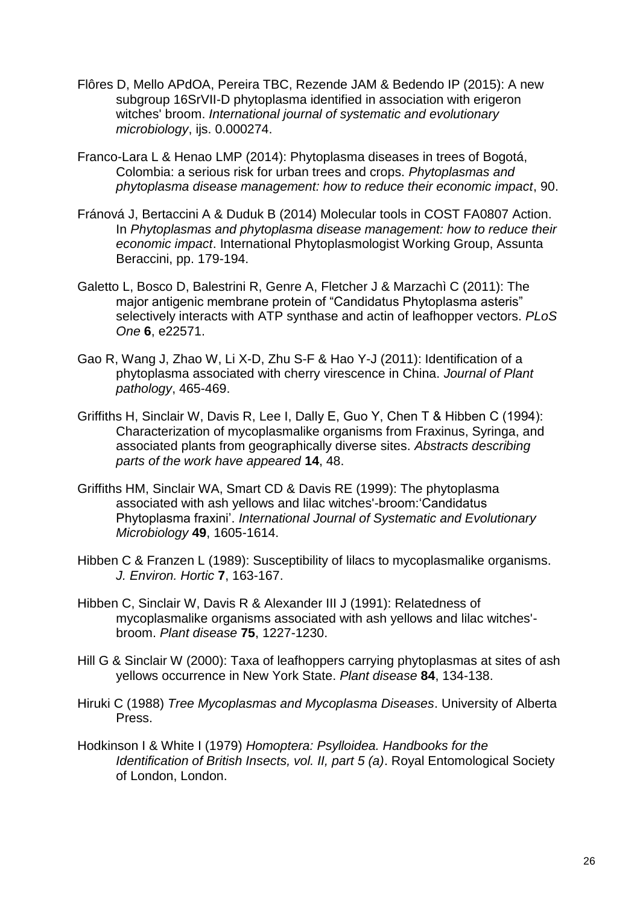Flôres D, Mello APdOA, Pereira TBC, Rezende JAM & Bedendo IP (2015): A new subgroup 16SrVII-D phytoplasma identified in association with erigeron witches' broom. *International journal of systematic and evolutionary microbiology*, ijs. 0.000274.

Franco-Lara L & Henao LMP (2014): Phytoplasma diseases in trees of Bogotá, Colombia: a serious risk for urban trees and crops. *Phytoplasmas and phytoplasma disease management: how to reduce their economic impact*, 90.

Fránová J, Bertaccini A & Duduk B (2014) Molecular tools in COST FA0807 Action. In *Phytoplasmas and phytoplasma disease management: how to reduce their economic impact*. International Phytoplasmologist Working Group, Assunta Beraccini, pp. 179-194.

Galetto L, Bosco D, Balestrini R, Genre A, Fletcher J & Marzachì C (2011): The major antigenic membrane protein of "Candidatus Phytoplasma asteris" selectively interacts with ATP synthase and actin of leafhopper vectors. *PLoS One* **6**, e22571.

Gao R, Wang J, Zhao W, Li X-D, Zhu S-F & Hao Y-J (2011): Identification of a phytoplasma associated with cherry virescence in China. *Journal of Plant pathology*, 465-469.

Griffiths H, Sinclair W, Davis R, Lee I, Dally E, Guo Y, Chen T & Hibben C (1994): Characterization of mycoplasmalike organisms from Fraxinus, Syringa, and associated plants from geographically diverse sites. *Abstracts describing parts of the work have appeared* **14**, 48.

Griffiths HM, Sinclair WA, Smart CD & Davis RE (1999): The phytoplasma associated with ash yellows and lilac witches'-broom:'Candidatus Phytoplasma fraxini'. *International Journal of Systematic and Evolutionary Microbiology* **49**, 1605-1614.

Hibben C & Franzen L (1989): Susceptibility of lilacs to mycoplasmalike organisms. *J. Environ. Hortic* **7**, 163-167.

Hibben C, Sinclair W, Davis R & Alexander III J (1991): Relatedness of mycoplasmalike organisms associated with ash yellows and lilac witches'-broom. *Plant disease* **75**, 1227-1230.

Hill G & Sinclair W (2000): Taxa of leafhoppers carrying phytoplasmas at sites of ash yellows occurrence in New York State. *Plant disease* **84**, 134-138.

Hiruki C (1988) *Tree Mycoplasmas and Mycoplasma Diseases*. University of Alberta Press.

Hodkinson I & White I (1979) *Homoptera: Psylloidea. Handbooks for the Identification of British Insects, vol. II, part 5 (a)*. Royal Entomological Society of London, London.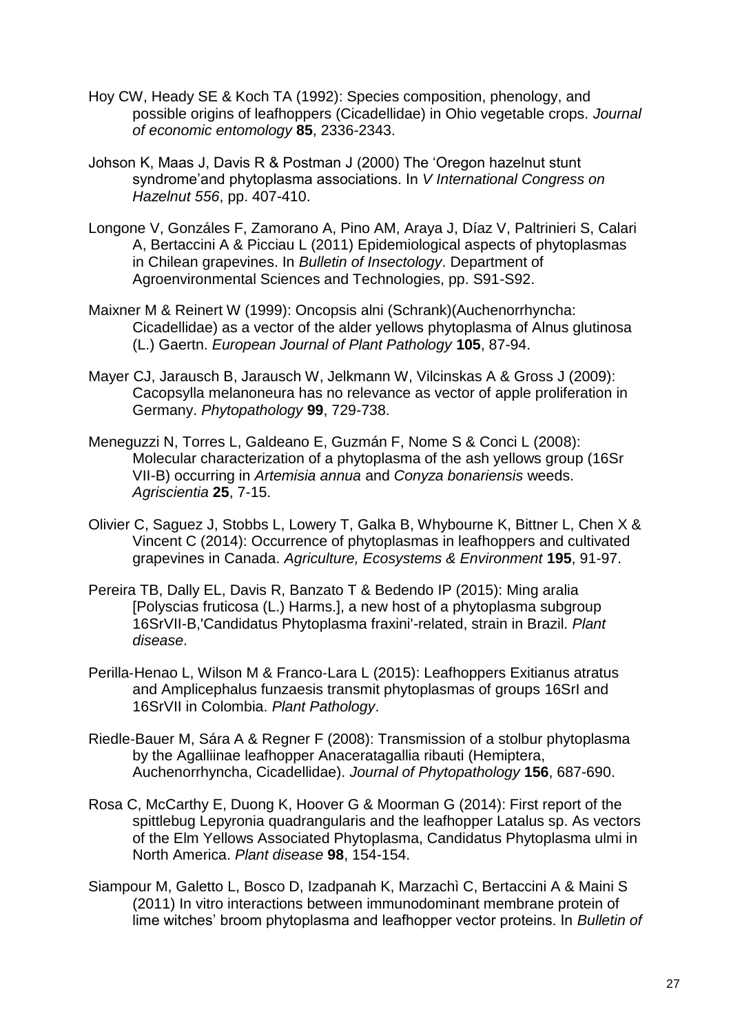Hoy CW, Heady SE & Koch TA (1992): Species composition, phenology, and possible origins of leafhoppers (Cicadellidae) in Ohio vegetable crops. *Journal of economic entomology* **85**, 2336-2343.

Johson K, Maas J, Davis R & Postman J (2000) The 'Oregon hazelnut stunt syndrome'and phytoplasma associations. In *V International Congress on Hazelnut 556*, pp. 407-410.

Longone V, Gonzáles F, Zamorano A, Pino AM, Araya J, Díaz V, Paltrinieri S, Calari A, Bertaccini A & Picciau L (2011) Epidemiological aspects of phytoplasmas in Chilean grapevines. In *Bulletin of Insectology*. Department of Agroenvironmental Sciences and Technologies, pp. S91-S92.

Maixner M & Reinert W (1999): Oncopsis alni (Schrank)(Auchenorrhyncha: Cicadellidae) as a vector of the alder yellows phytoplasma of Alnus glutinosa (L.) Gaertn. *European Journal of Plant Pathology* **105**, 87-94.

Mayer CJ, Jarausch B, Jarausch W, Jelkmann W, Vilcinskas A & Gross J (2009): Cacopsylla melanoneura has no relevance as vector of apple proliferation in Germany. *Phytopathology* **99**, 729-738.

Meneguzzi N, Torres L, Galdeano E, Guzmán F, Nome S & Conci L (2008): Molecular characterization of a phytoplasma of the ash yellows group (16Sr VII-B) occurring in *Artemisia annua* and *Conyza bonariensis* weeds. *Agriscientia* **25**, 7-15.

Olivier C, Saguez J, Stobbs L, Lowery T, Galka B, Whybourne K, Bittner L, Chen X & Vincent C (2014): Occurrence of phytoplasmas in leafhoppers and cultivated grapevines in Canada. *Agriculture, Ecosystems & Environment* **195**, 91-97.

Pereira TB, Dally EL, Davis R, Banzato T & Bedendo IP (2015): Ming aralia [Polyscias fruticosa (L.) Harms.], a new host of a phytoplasma subgroup 16SrVII-B,'Candidatus Phytoplasma fraxini'-related, strain in Brazil. *Plant disease*.

Perilla-Henao L, Wilson M & Franco-Lara L (2015): Leafhoppers Exitianus atratus and Amplicephalus funzaesis transmit phytoplasmas of groups 16SrI and 16SrVII in Colombia. *Plant Pathology*.

Riedle-Bauer M, Sára A & Regner F (2008): Transmission of a stolbur phytoplasma by the Agalliinae leafhopper Anaceratagallia ribauti (Hemiptera, Auchenorrhyncha, Cicadellidae). *Journal of Phytopathology* **156**, 687-690.

Rosa C, McCarthy E, Duong K, Hoover G & Moorman G (2014): First report of the spittlebug Lepyronia quadrangularis and the leafhopper Latalus sp. As vectors of the Elm Yellows Associated Phytoplasma, Candidatus Phytoplasma ulmi in North America. *Plant disease* **98**, 154-154.

Siampour M, Galetto L, Bosco D, Izadpanah K, Marzachì C, Bertaccini A & Maini S (2011) In vitro interactions between immunodominant membrane protein of lime witches' broom phytoplasma and leafhopper vector proteins. In *Bulletin of*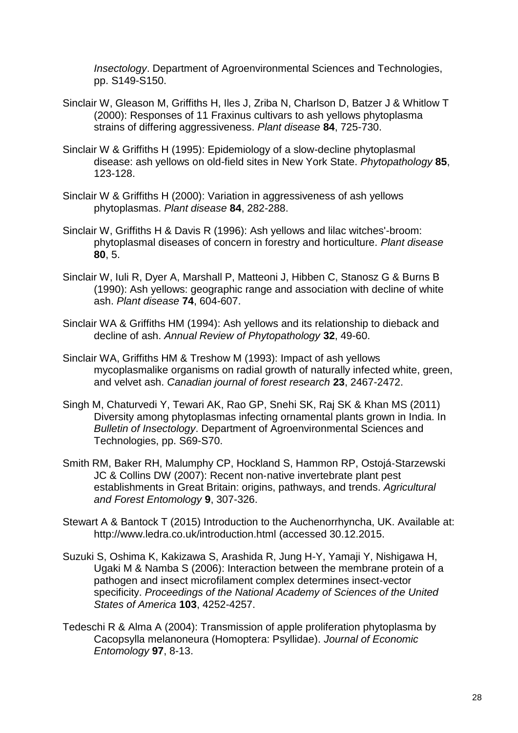*Insectology*. Department of Agroenvironmental Sciences and Technologies, pp. S149-S150.

Sinclair W, Gleason M, Griffiths H, Iles J, Zriba N, Charlson D, Batzer J & Whitlow T (2000): Responses of 11 Fraxinus cultivars to ash yellows phytoplasma strains of differing aggressiveness. *Plant disease* **84**, 725-730.

Sinclair W & Griffiths H (1995): Epidemiology of a slow-decline phytoplasmal disease: ash yellows on old-field sites in New York State. *Phytopathology* **85**, 123-128.

Sinclair W & Griffiths H (2000): Variation in aggressiveness of ash yellows phytoplasmas. *Plant disease* **84**, 282-288.

Sinclair W, Griffiths H & Davis R (1996): Ash yellows and lilac witches'-broom: phytoplasmal diseases of concern in forestry and horticulture. *Plant disease* **80**, 5.

Sinclair W, Iuli R, Dyer A, Marshall P, Matteoni J, Hibben C, Stanosz G & Burns B (1990): Ash yellows: geographic range and association with decline of white ash. *Plant disease* **74**, 604-607.

Sinclair WA & Griffiths HM (1994): Ash yellows and its relationship to dieback and decline of ash. *Annual Review of Phytopathology* **32**, 49-60.

Sinclair WA, Griffiths HM & Treshow M (1993): Impact of ash yellows mycoplasmalike organisms on radial growth of naturally infected white, green, and velvet ash. *Canadian journal of forest research* **23**, 2467-2472.

Singh M, Chaturvedi Y, Tewari AK, Rao GP, Snehi SK, Raj SK & Khan MS (2011) Diversity among phytoplasmas infecting ornamental plants grown in India. In *Bulletin of Insectology*. Department of Agroenvironmental Sciences and Technologies, pp. S69-S70.

Smith RM, Baker RH, Malumphy CP, Hockland S, Hammon RP, Ostojá-Starzewski JC & Collins DW (2007): Recent non-native invertebrate plant pest establishments in Great Britain: origins, pathways, and trends. *Agricultural and Forest Entomology* **9**, 307-326.

Stewart A & Bantock T (2015) Introduction to the Auchenorrhyncha, UK. Available at: http://www.ledra.co.uk/introduction.html (accessed 30.12.2015.

Suzuki S, Oshima K, Kakizawa S, Arashida R, Jung H-Y, Yamaji Y, Nishigawa H, Ugaki M & Namba S (2006): Interaction between the membrane protein of a pathogen and insect microfilament complex determines insect-vector specificity. *Proceedings of the National Academy of Sciences of the United States of America* **103**, 4252-4257.

Tedeschi R & Alma A (2004): Transmission of apple proliferation phytoplasma by Cacopsylla melanoneura (Homoptera: Psyllidae). *Journal of Economic Entomology* **97**, 8-13.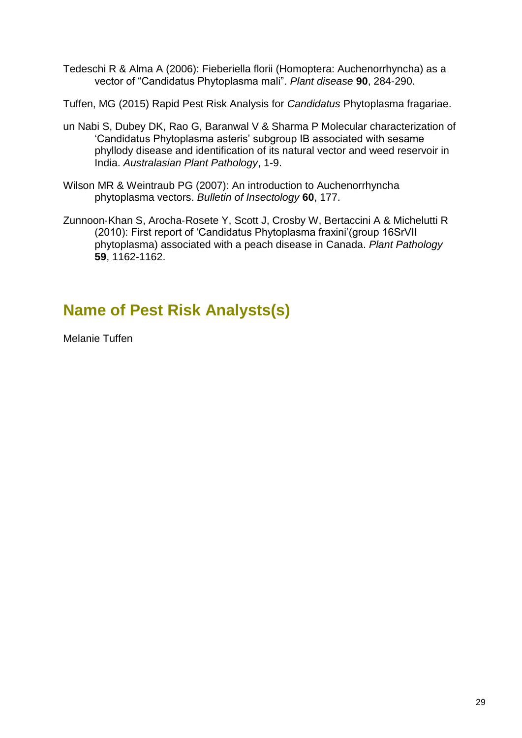Tedeschi R & Alma A (2006): Fieberiella florii (Homoptera: Auchenorrhyncha) as a vector of "Candidatus Phytoplasma mali". *Plant disease* **90**, 284-290.

Tuffen, MG (2015) Rapid Pest Risk Analysis for *Candidatus* Phytoplasma fragariae.

un Nabi S, Dubey DK, Rao G, Baranwal V & Sharma P Molecular characterization of 'Candidatus Phytoplasma asteris' subgroup IB associated with sesame phyllody disease and identification of its natural vector and weed reservoir in India. *Australasian Plant Pathology*, 1-9.

Wilson MR & Weintraub PG (2007): An introduction to Auchenorrhyncha phytoplasma vectors. *Bulletin of Insectology* **60**, 177.

Zunnoon-Khan S, Arocha-Rosete Y, Scott J, Crosby W, Bertaccini A & Michelutti R (2010): First report of 'Candidatus Phytoplasma fraxini'(group 16SrVII phytoplasma) associated with a peach disease in Canada. *Plant Pathology* **59**, 1162-1162.

## Name of Pest Risk Analysts(s)

Melanie Tuffen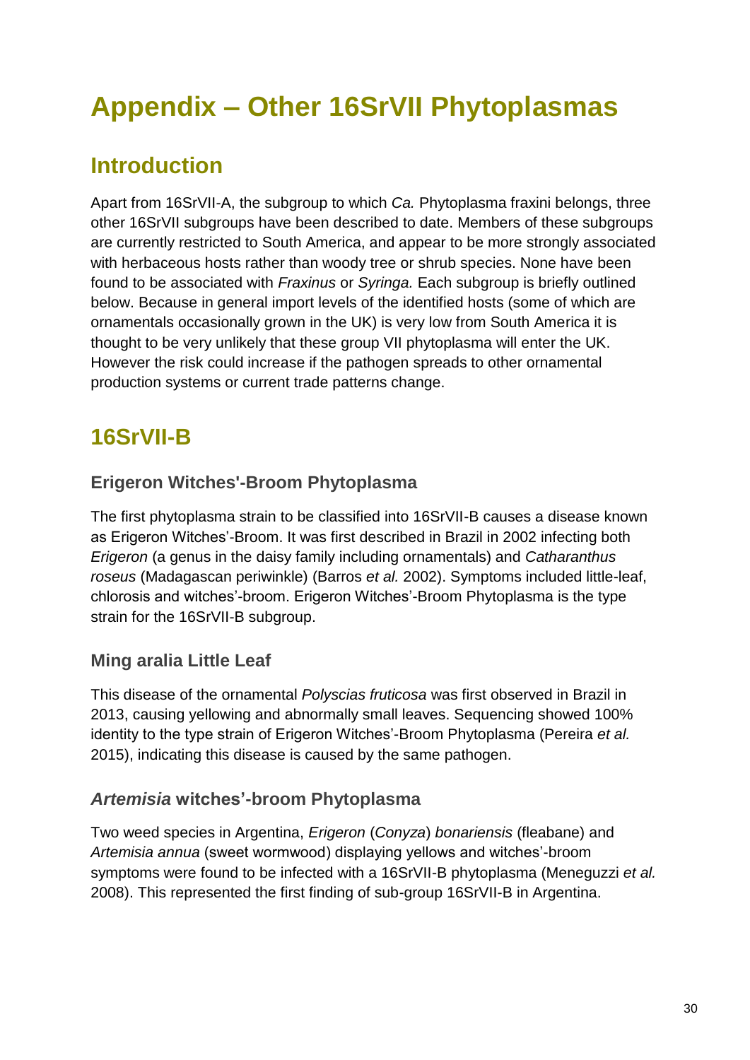# Appendix – Other 16SrVII Phytoplasmas

## Introduction

Apart from 16SrVII-A, the subgroup to which *Ca.* Phytoplasma fraxini belongs, three other 16SrVII subgroups have been described to date. Members of these subgroups are currently restricted to South America, and appear to be more strongly associated with herbaceous hosts rather than woody tree or shrub species. None have been found to be associated with *Fraxinus* or *Syringa.* Each subgroup is briefly outlined below. Because in general import levels of the identified hosts (some of which are ornamentals occasionally grown in the UK) is very low from South America it is thought to be very unlikely that these group VII phytoplasma will enter the UK. However the risk could increase if the pathogen spreads to other ornamental production systems or current trade patterns change.

## 16SrVII-B

### Erigeron Witches'-Broom Phytoplasma

The first phytoplasma strain to be classified into 16SrVII-B causes a disease known as Erigeron Witches'-Broom. It was first described in Brazil in 2002 infecting both *Erigeron* (a genus in the daisy family including ornamentals) and *Catharanthus roseus* (Madagascan periwinkle) (Barros *et al.* 2002). Symptoms included little-leaf, chlorosis and witches'-broom. Erigeron Witches'-Broom Phytoplasma is the type strain for the 16SrVII-B subgroup.

### Ming aralia Little Leaf

This disease of the ornamental *Polyscias fruticosa* was first observed in Brazil in 2013, causing yellowing and abnormally small leaves. Sequencing showed 100% identity to the type strain of Erigeron Witches'-Broom Phytoplasma (Pereira *et al.* 2015), indicating this disease is caused by the same pathogen.

### *Artemisia* witches'-broom Phytoplasma

Two weed species in Argentina, *Erigeron* (*Conyza*) *bonariensis* (fleabane) and *Artemisia annua* (sweet wormwood) displaying yellows and witches'-broom symptoms were found to be infected with a 16SrVII-B phytoplasma (Meneguzzi *et al.* 2008). This represented the first finding of sub-group 16SrVII-B in Argentina.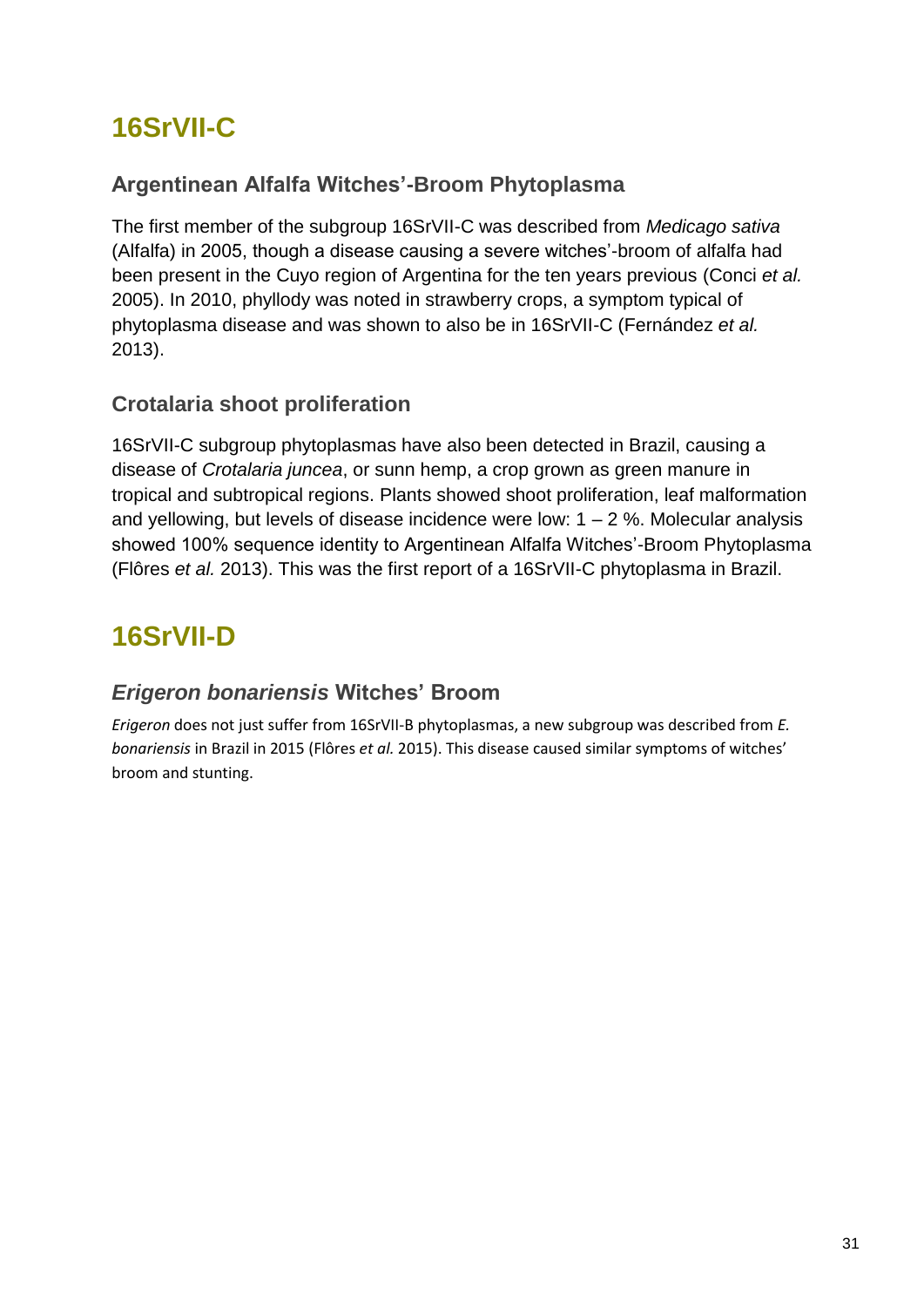# 16SrVII-C

## Argentinean Alfalfa Witches'-Broom Phytoplasma

The first member of the subgroup 16SrVII-C was described from *Medicago sativa* (Alfalfa) in 2005, though a disease causing a severe witches'-broom of alfalfa had been present in the Cuyo region of Argentina for the ten years previous (Conci *et al.* 2005). In 2010, phyllody was noted in strawberry crops, a symptom typical of phytoplasma disease and was shown to also be in 16SrVII-C (Fernández *et al.* 2013).

## Crotalaria shoot proliferation

16SrVII-C subgroup phytoplasmas have also been detected in Brazil, causing a disease of *Crotalaria juncea*, or sunn hemp, a crop grown as green manure in tropical and subtropical regions. Plants showed shoot proliferation, leaf malformation and yellowing, but levels of disease incidence were low: 1 – 2 %. Molecular analysis showed 100% sequence identity to Argentinean Alfalfa Witches'-Broom Phytoplasma (Flôres *et al.* 2013). This was the first report of a 16SrVII-C phytoplasma in Brazil.

# 16SrVII-D

## *Erigeron bonariensis* Witches' Broom

*Erigeron* does not just suffer from 16SrVII-B phytoplasmas, a new subgroup was described from *E. bonariensis* in Brazil in 2015 (Flôres *et al.* 2015). This disease caused similar symptoms of witches' broom and stunting.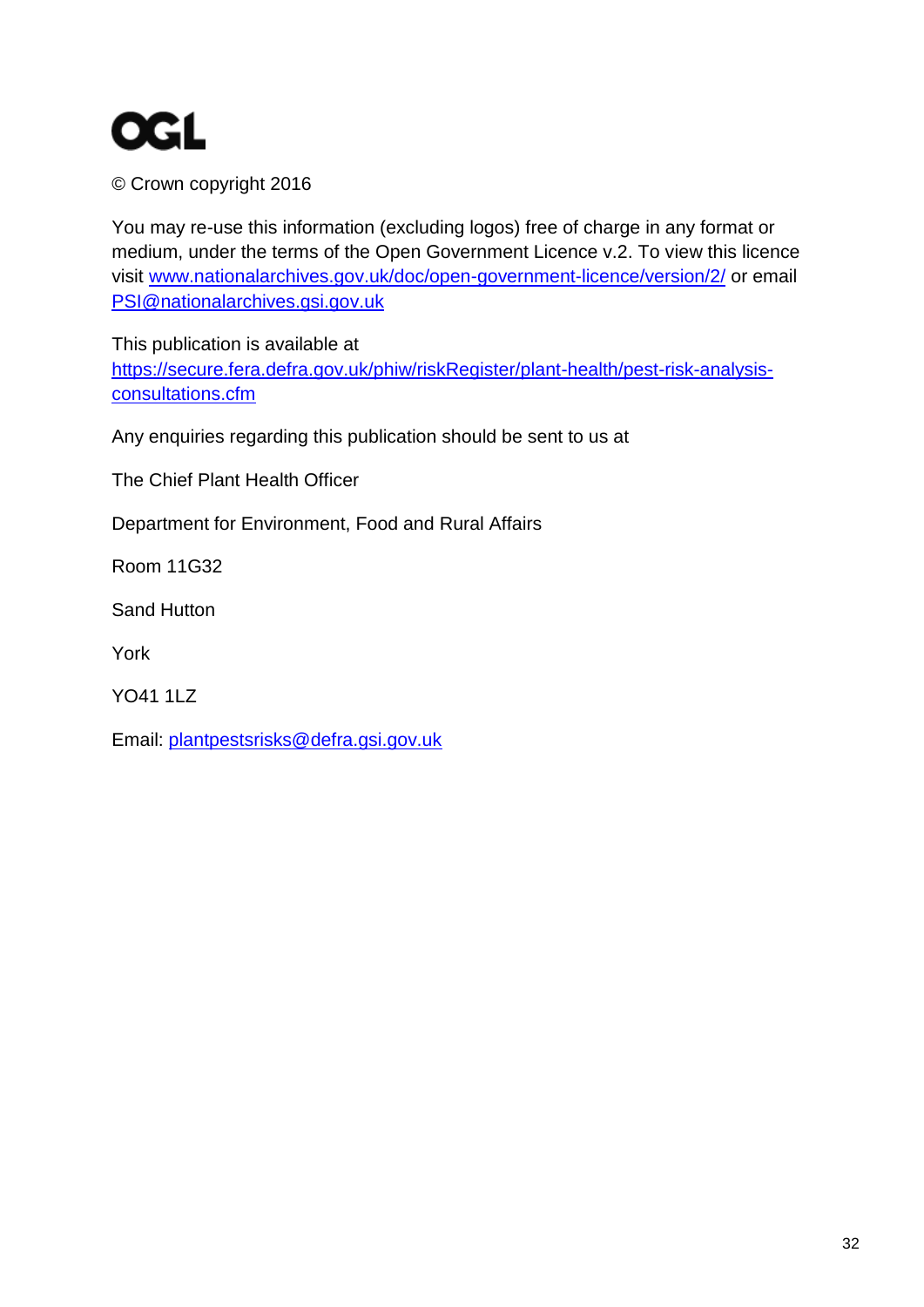OGL

© Crown copyright 2016

You may re-use this information (excluding logos) free of charge in any format or medium, under the terms of the Open Government Licence v.2. To view this licence visit www.nationalarchives.gov.uk/doc/open-government-licence/version/2/ or email PSI@nationalarchives.gsi.gov.uk

This publication is available at https://secure.fera.defra.gov.uk/phiw/riskRegister/plant-health/pest-risk-analysis-consultations.cfm

Any enquiries regarding this publication should be sent to us at

The Chief Plant Health Officer

Department for Environment, Food and Rural Affairs

Room 11G32

Sand Hutton

York

YO41 1LZ

Email: plantpestsrisks@defra.gsi.gov.uk